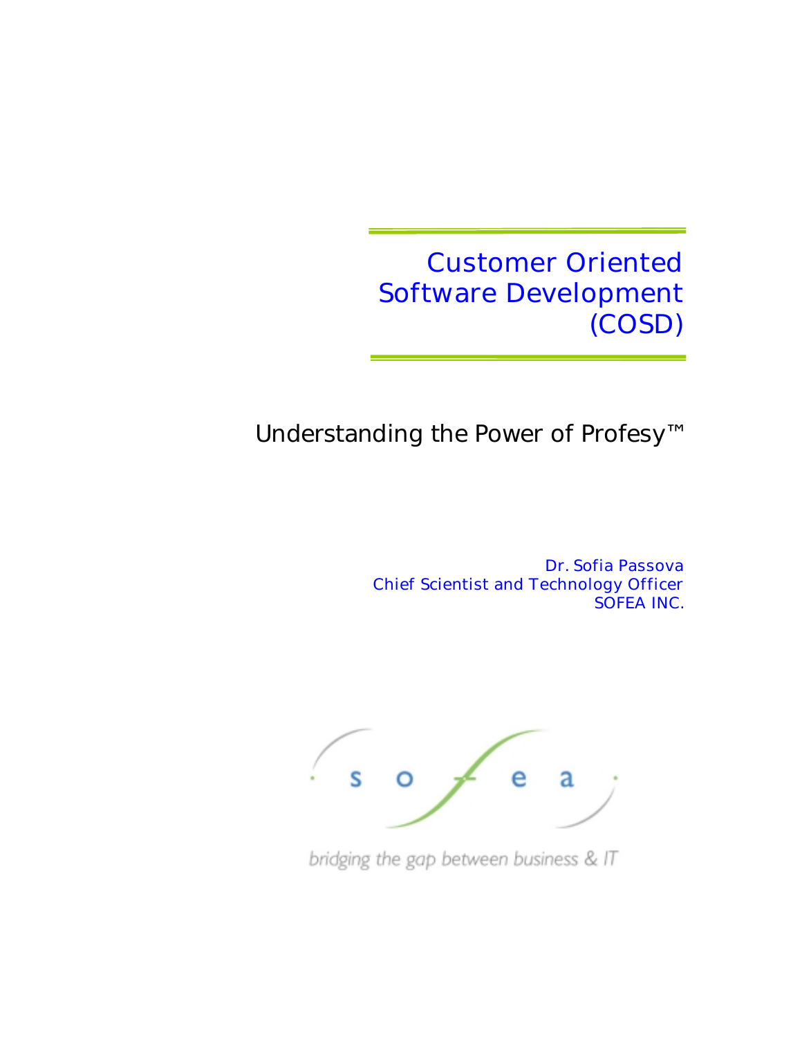# Customer Oriented Software Development (COSD)

## Understanding the Power of Profesy™

Dr. Sofia Passova
Chief Scientist and Technology Officer
SOFEA INC.

sofea

bridging the gap between business & IT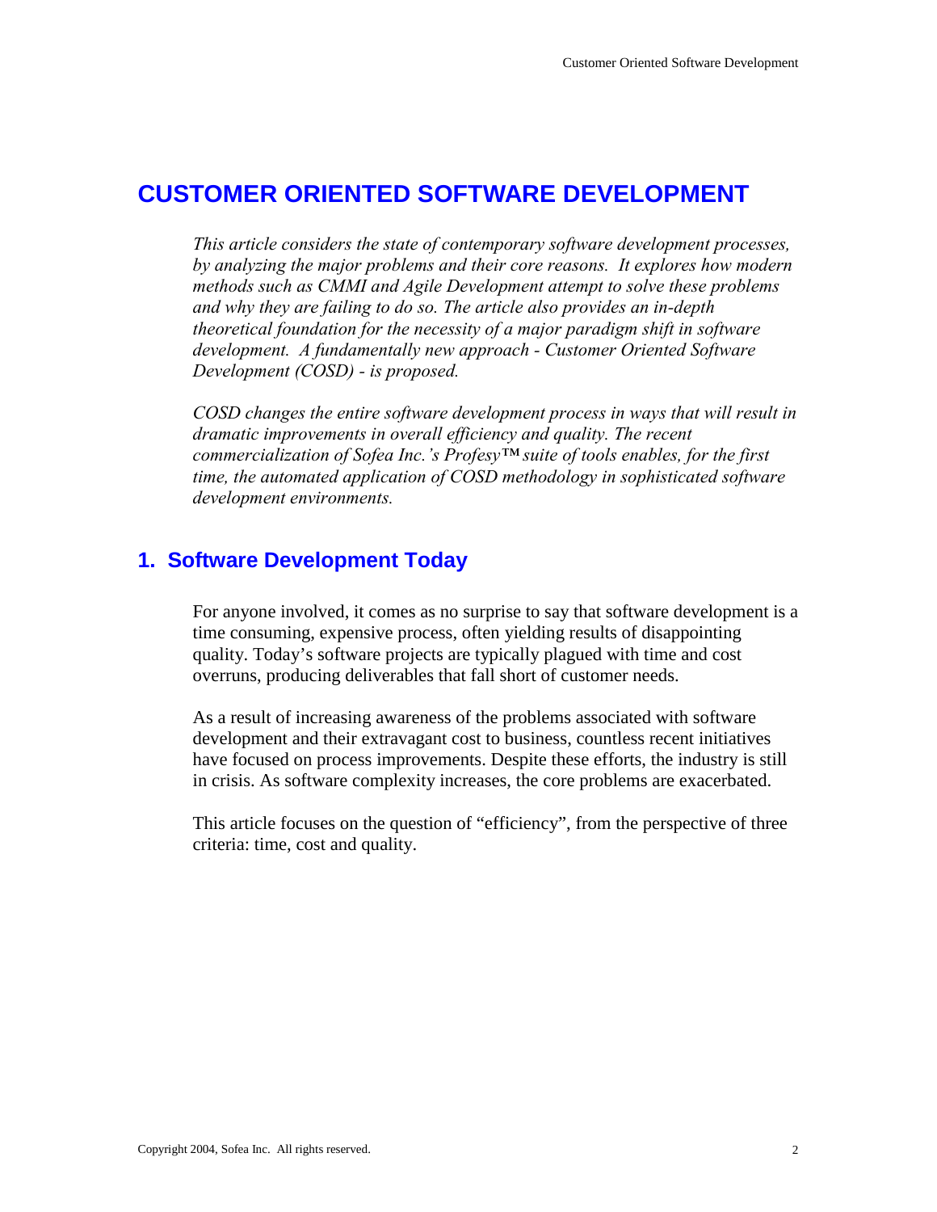# CUSTOMER ORIENTED SOFTWARE DEVELOPMENT

*This article considers the state of contemporary software development processes, by analyzing the major problems and their core reasons. It explores how modern methods such as CMMI and Agile Development attempt to solve these problems and why they are failing to do so. The article also provides an in-depth theoretical foundation for the necessity of a major paradigm shift in software development. A fundamentally new approach - Customer Oriented Software Development (COSD) - is proposed.*

*COSD changes the entire software development process in ways that will result in dramatic improvements in overall efficiency and quality. The recent commercialization of Sofea Inc.'s Profesy™ suite of tools enables, for the first time, the automated application of COSD methodology in sophisticated software development environments.*

## 1. Software Development Today

For anyone involved, it comes as no surprise to say that software development is a time consuming, expensive process, often yielding results of disappointing quality. Today's software projects are typically plagued with time and cost overruns, producing deliverables that fall short of customer needs.

As a result of increasing awareness of the problems associated with software development and their extravagant cost to business, countless recent initiatives have focused on process improvements. Despite these efforts, the industry is still in crisis. As software complexity increases, the core problems are exacerbated.

This article focuses on the question of "efficiency", from the perspective of three criteria: time, cost and quality.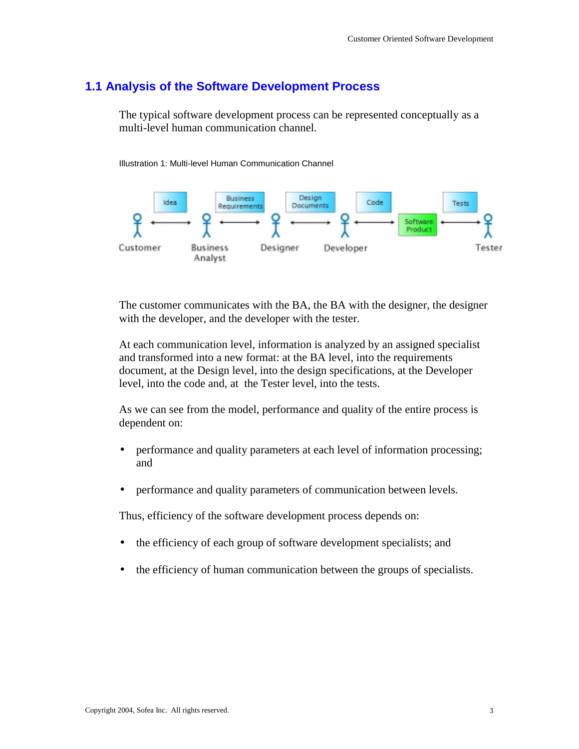## 1.1 Analysis of the Software Development Process

The typical software development process can be represented conceptually as a multi-level human communication channel.

Illustration 1: Multi-level Human Communication Channel

The customer communicates with the BA, the BA with the designer, the designer with the developer, and the developer with the tester.

At each communication level, information is analyzed by an assigned specialist and transformed into a new format: at the BA level, into the requirements document, at the Design level, into the design specifications, at the Developer level, into the code and, at the Tester level, into the tests.

As we can see from the model, performance and quality of the entire process is dependent on:

- performance and quality parameters at each level of information processing; and
- performance and quality parameters of communication between levels.

Thus, efficiency of the software development process depends on:

- the efficiency of each group of software development specialists; and
- the efficiency of human communication between the groups of specialists.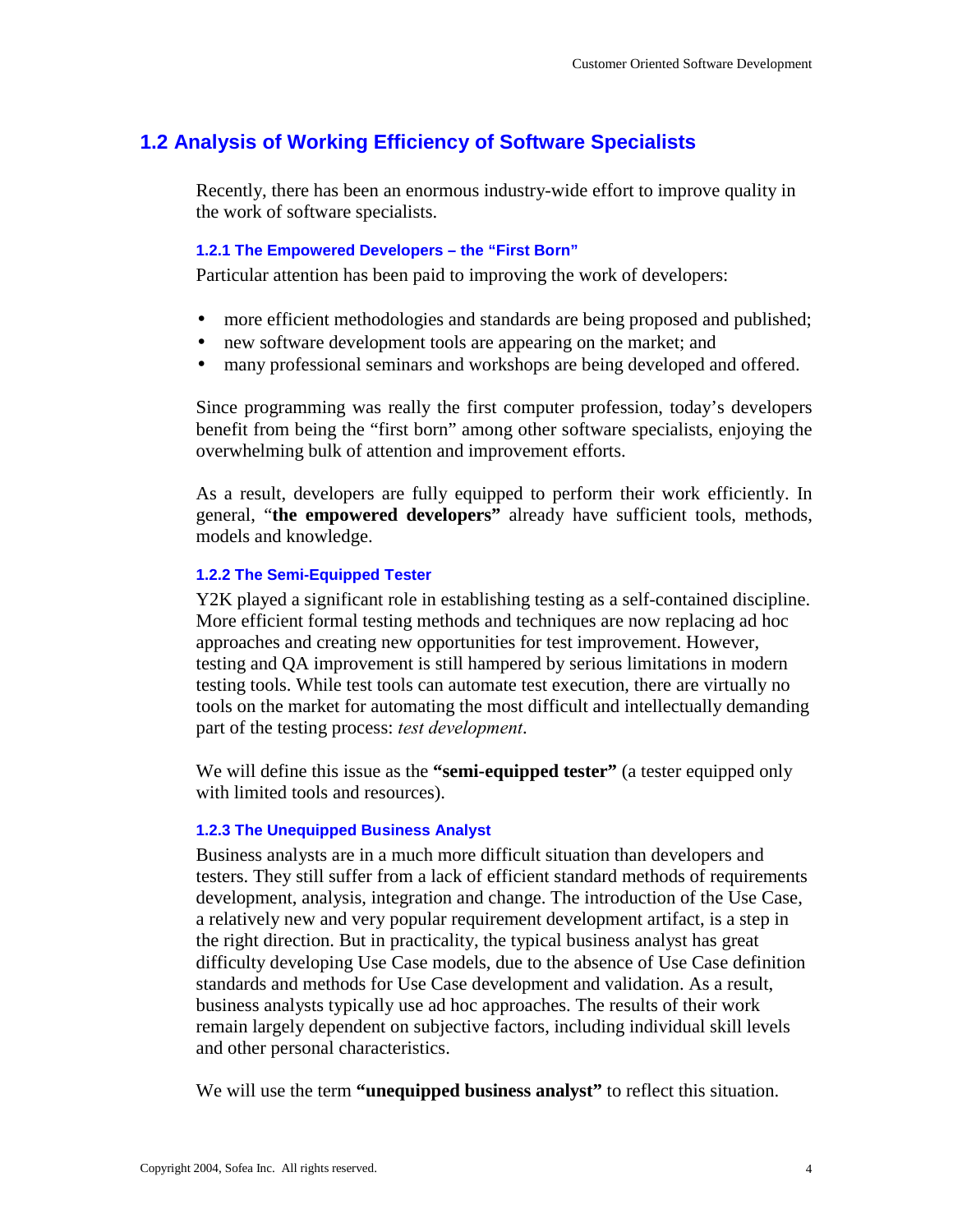## 1.2 Analysis of Working Efficiency of Software Specialists

Recently, there has been an enormous industry-wide effort to improve quality in the work of software specialists.

### 1.2.1 The Empowered Developers – the "First Born"

Particular attention has been paid to improving the work of developers:

- more efficient methodologies and standards are being proposed and published;
- new software development tools are appearing on the market; and
- many professional seminars and workshops are being developed and offered.

Since programming was really the first computer profession, today's developers benefit from being the "first born" among other software specialists, enjoying the overwhelming bulk of attention and improvement efforts.

As a result, developers are fully equipped to perform their work efficiently. In general, "**the empowered developers"** already have sufficient tools, methods, models and knowledge.

### 1.2.2 The Semi-Equipped Tester

Y2K played a significant role in establishing testing as a self-contained discipline. More efficient formal testing methods and techniques are now replacing ad hoc approaches and creating new opportunities for test improvement. However, testing and QA improvement is still hampered by serious limitations in modern testing tools. While test tools can automate test execution, there are virtually no tools on the market for automating the most difficult and intellectually demanding part of the testing process: *test development*.

We will define this issue as the **"semi-equipped tester"** (a tester equipped only with limited tools and resources).

### 1.2.3 The Unequipped Business Analyst

Business analysts are in a much more difficult situation than developers and testers. They still suffer from a lack of efficient standard methods of requirements development, analysis, integration and change. The introduction of the Use Case, a relatively new and very popular requirement development artifact, is a step in the right direction. But in practicality, the typical business analyst has great difficulty developing Use Case models, due to the absence of Use Case definition standards and methods for Use Case development and validation. As a result, business analysts typically use ad hoc approaches. The results of their work remain largely dependent on subjective factors, including individual skill levels and other personal characteristics.

We will use the term **"unequipped business analyst"** to reflect this situation.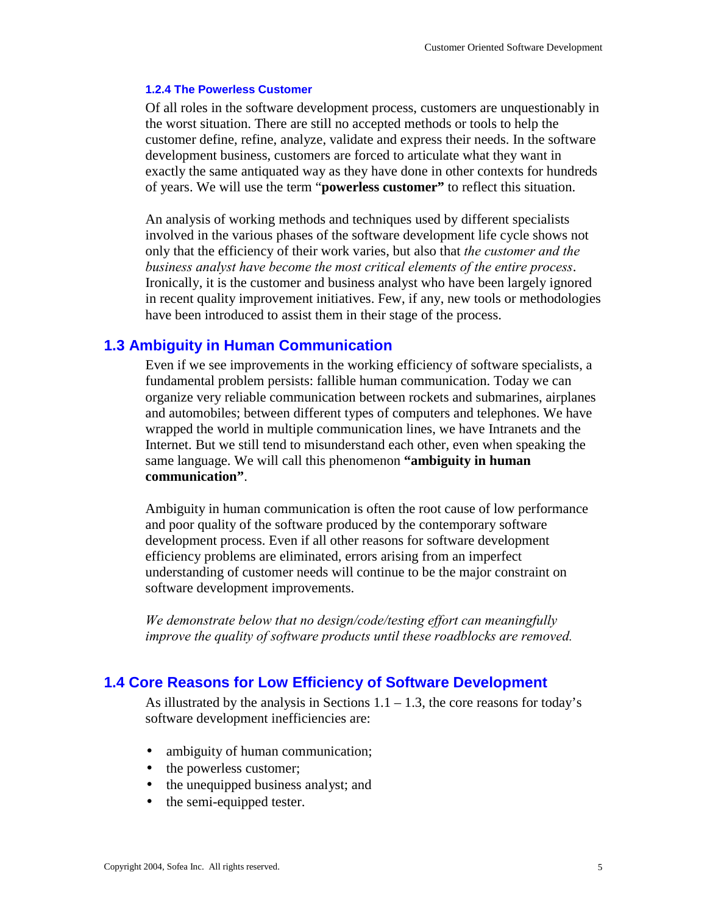### 1.2.4 The Powerless Customer

Of all roles in the software development process, customers are unquestionably in the worst situation. There are still no accepted methods or tools to help the customer define, refine, analyze, validate and express their needs. In the software development business, customers are forced to articulate what they want in exactly the same antiquated way as they have done in other contexts for hundreds of years. We will use the term "**powerless customer"** to reflect this situation.

An analysis of working methods and techniques used by different specialists involved in the various phases of the software development life cycle shows not only that the efficiency of their work varies, but also that *the customer and the business analyst have become the most critical elements of the entire process*. Ironically, it is the customer and business analyst who have been largely ignored in recent quality improvement initiatives. Few, if any, new tools or methodologies have been introduced to assist them in their stage of the process.

## 1.3 Ambiguity in Human Communication

Even if we see improvements in the working efficiency of software specialists, a fundamental problem persists: fallible human communication. Today we can organize very reliable communication between rockets and submarines, airplanes and automobiles; between different types of computers and telephones. We have wrapped the world in multiple communication lines, we have Intranets and the Internet. But we still tend to misunderstand each other, even when speaking the same language. We will call this phenomenon **"ambiguity in human communication"**.

Ambiguity in human communication is often the root cause of low performance and poor quality of the software produced by the contemporary software development process. Even if all other reasons for software development efficiency problems are eliminated, errors arising from an imperfect understanding of customer needs will continue to be the major constraint on software development improvements.

*We demonstrate below that no design/code/testing effort can meaningfully improve the quality of software products until these roadblocks are removed.*

## 1.4 Core Reasons for Low Efficiency of Software Development

As illustrated by the analysis in Sections 1.1 – 1.3, the core reasons for today's software development inefficiencies are:

- ambiguity of human communication;
- the powerless customer;
- the unequipped business analyst; and
- the semi-equipped tester.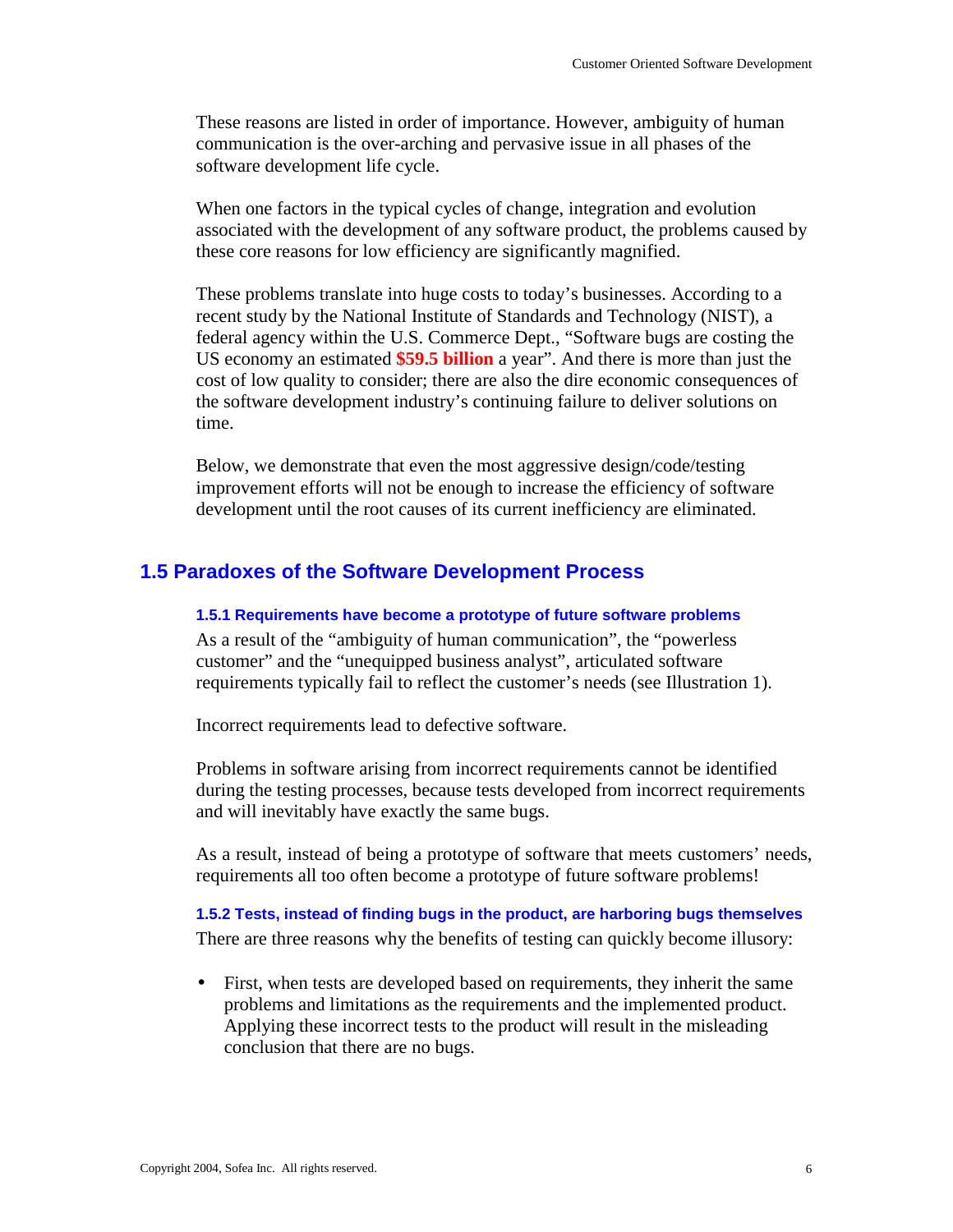These reasons are listed in order of importance. However, ambiguity of human communication is the over-arching and pervasive issue in all phases of the software development life cycle.

When one factors in the typical cycles of change, integration and evolution associated with the development of any software product, the problems caused by these core reasons for low efficiency are significantly magnified.

These problems translate into huge costs to today's businesses. According to a recent study by the National Institute of Standards and Technology (NIST), a federal agency within the U.S. Commerce Dept., "Software bugs are costing the US economy an estimated **$59.5 billion** a year". And there is more than just the cost of low quality to consider; there are also the dire economic consequences of the software development industry's continuing failure to deliver solutions on time.

Below, we demonstrate that even the most aggressive design/code/testing improvement efforts will not be enough to increase the efficiency of software development until the root causes of its current inefficiency are eliminated.

## 1.5 Paradoxes of the Software Development Process

### 1.5.1 Requirements have become a prototype of future software problems

As a result of the "ambiguity of human communication", the "powerless customer" and the "unequipped business analyst", articulated software requirements typically fail to reflect the customer's needs (see Illustration 1).

Incorrect requirements lead to defective software.

Problems in software arising from incorrect requirements cannot be identified during the testing processes, because tests developed from incorrect requirements and will inevitably have exactly the same bugs.

As a result, instead of being a prototype of software that meets customers' needs, requirements all too often become a prototype of future software problems!

### 1.5.2 Tests, instead of finding bugs in the product, are harboring bugs themselves

There are three reasons why the benefits of testing can quickly become illusory:

- First, when tests are developed based on requirements, they inherit the same problems and limitations as the requirements and the implemented product. Applying these incorrect tests to the product will result in the misleading conclusion that there are no bugs.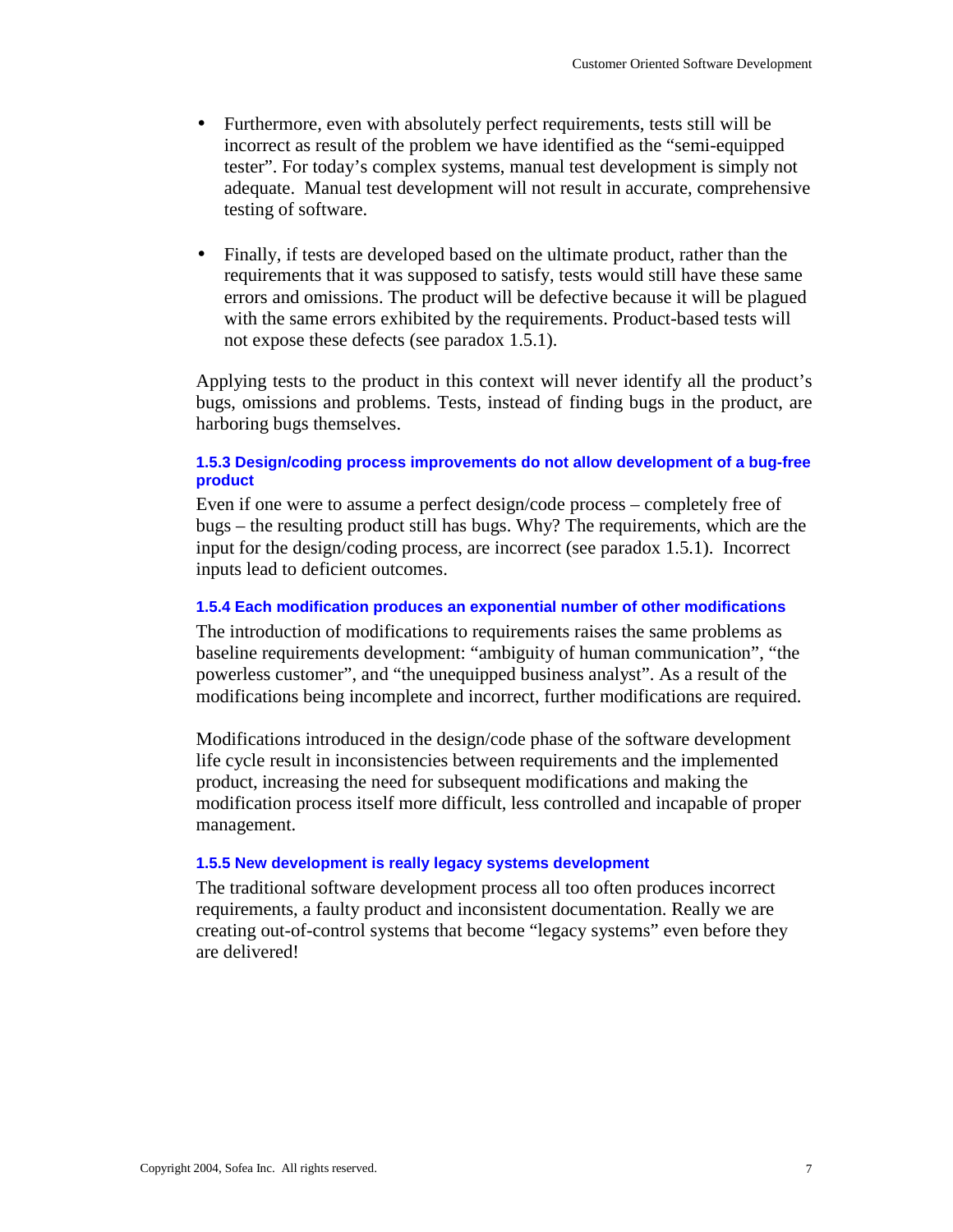- Furthermore, even with absolutely perfect requirements, tests still will be incorrect as result of the problem we have identified as the "semi-equipped tester". For today's complex systems, manual test development is simply not adequate. Manual test development will not result in accurate, comprehensive testing of software.

- Finally, if tests are developed based on the ultimate product, rather than the requirements that it was supposed to satisfy, tests would still have these same errors and omissions. The product will be defective because it will be plagued with the same errors exhibited by the requirements. Product-based tests will not expose these defects (see paradox 1.5.1).

Applying tests to the product in this context will never identify all the product's bugs, omissions and problems. Tests, instead of finding bugs in the product, are harboring bugs themselves.

### 1.5.3 Design/coding process improvements do not allow development of a bug-free product

Even if one were to assume a perfect design/code process – completely free of bugs – the resulting product still has bugs. Why? The requirements, which are the input for the design/coding process, are incorrect (see paradox 1.5.1). Incorrect inputs lead to deficient outcomes.

### 1.5.4 Each modification produces an exponential number of other modifications

The introduction of modifications to requirements raises the same problems as baseline requirements development: "ambiguity of human communication", "the powerless customer", and "the unequipped business analyst". As a result of the modifications being incomplete and incorrect, further modifications are required.

Modifications introduced in the design/code phase of the software development life cycle result in inconsistencies between requirements and the implemented product, increasing the need for subsequent modifications and making the modification process itself more difficult, less controlled and incapable of proper management.

### 1.5.5 New development is really legacy systems development

The traditional software development process all too often produces incorrect requirements, a faulty product and inconsistent documentation. Really we are creating out-of-control systems that become "legacy systems" even before they are delivered!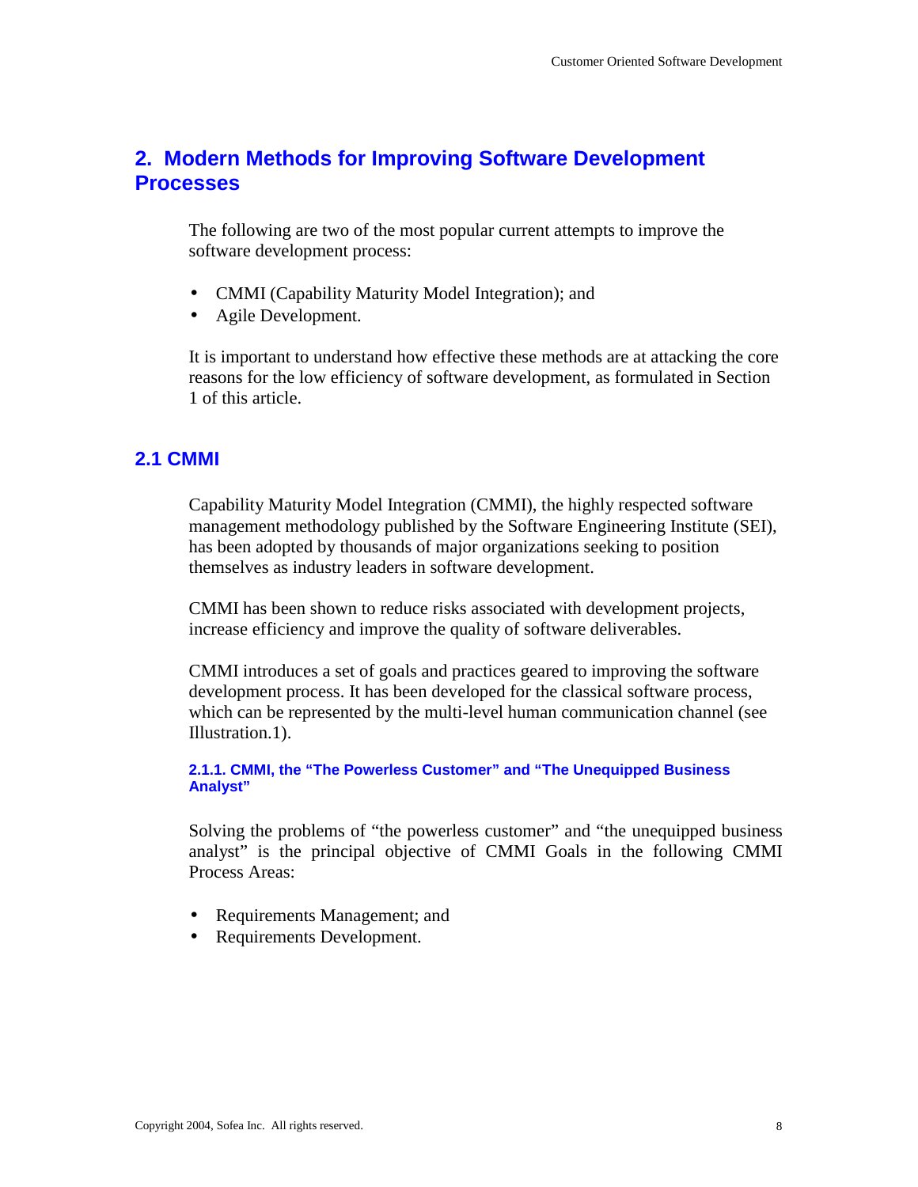## 2. Modern Methods for Improving Software Development Processes

The following are two of the most popular current attempts to improve the software development process:

- CMMI (Capability Maturity Model Integration); and
- Agile Development.

It is important to understand how effective these methods are at attacking the core reasons for the low efficiency of software development, as formulated in Section 1 of this article.

### 2.1 CMMI

Capability Maturity Model Integration (CMMI), the highly respected software management methodology published by the Software Engineering Institute (SEI), has been adopted by thousands of major organizations seeking to position themselves as industry leaders in software development.

CMMI has been shown to reduce risks associated with development projects, increase efficiency and improve the quality of software deliverables.

CMMI introduces a set of goals and practices geared to improving the software development process. It has been developed for the classical software process, which can be represented by the multi-level human communication channel (see Illustration.1).

#### 2.1.1. CMMI, the "The Powerless Customer" and "The Unequipped Business Analyst"

Solving the problems of "the powerless customer" and "the unequipped business analyst" is the principal objective of CMMI Goals in the following CMMI Process Areas:

- Requirements Management; and
- Requirements Development.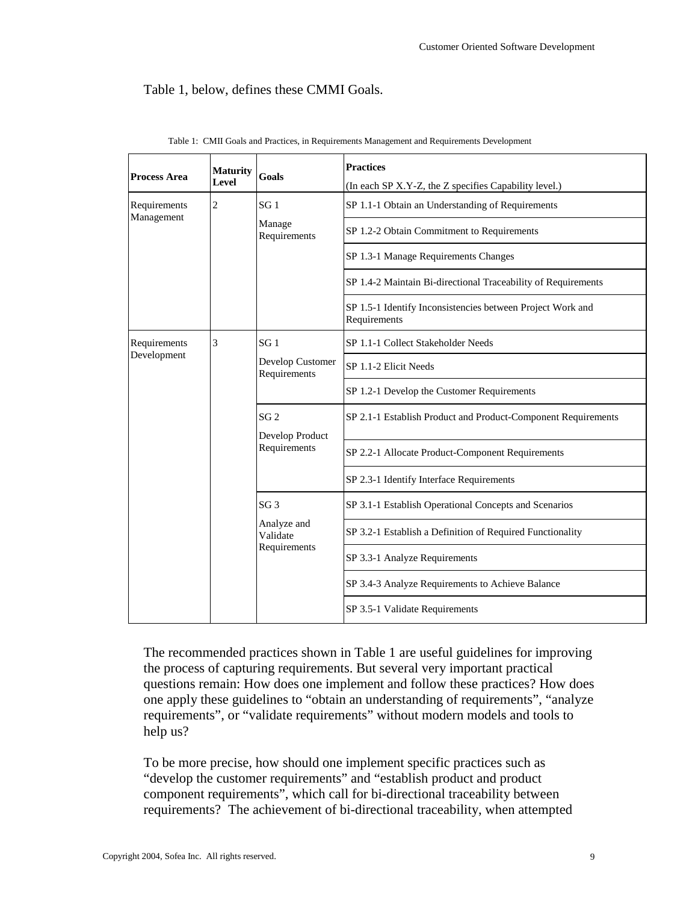Table 1, below, defines these CMMI Goals.

Table 1: CMII Goals and Practices, in Requirements Management and Requirements Development

| Process Area | Maturity Level | Goals | Practices (In each SP X.Y-Z, the Z specifies Capability level.) |
|---|---|---|---|
| Requirements Management | 2 | SG 1 Manage Requirements | SP 1.1-1 Obtain an Understanding of Requirements |
| | | | SP 1.2-2 Obtain Commitment to Requirements |
| | | | SP 1.3-1 Manage Requirements Changes |
| | | | SP 1.4-2 Maintain Bi-directional Traceability of Requirements |
| | | | SP 1.5-1 Identify Inconsistencies between Project Work and Requirements |
| Requirements Development | 3 | SG 1 Develop Customer Requirements | SP 1.1-1 Collect Stakeholder Needs |
| | | | SP 1.1-2 Elicit Needs |
| | | | SP 1.2-1 Develop the Customer Requirements |
| | | SG 2 Develop Product Requirements | SP 2.1-1 Establish Product and Product-Component Requirements |
| | | | SP 2.2-1 Allocate Product-Component Requirements |
| | | | SP 2.3-1 Identify Interface Requirements |
| | | SG 3 Analyze and Validate Requirements | SP 3.1-1 Establish Operational Concepts and Scenarios |
| | | | SP 3.2-1 Establish a Definition of Required Functionality |
| | | | SP 3.3-1 Analyze Requirements |
| | | | SP 3.4-3 Analyze Requirements to Achieve Balance |
| | | | SP 3.5-1 Validate Requirements |

The recommended practices shown in Table 1 are useful guidelines for improving the process of capturing requirements. But several very important practical questions remain: How does one implement and follow these practices? How does one apply these guidelines to "obtain an understanding of requirements", "analyze requirements", or "validate requirements" without modern models and tools to help us?

To be more precise, how should one implement specific practices such as "develop the customer requirements" and "establish product and product component requirements", which call for bi-directional traceability between requirements? The achievement of bi-directional traceability, when attempted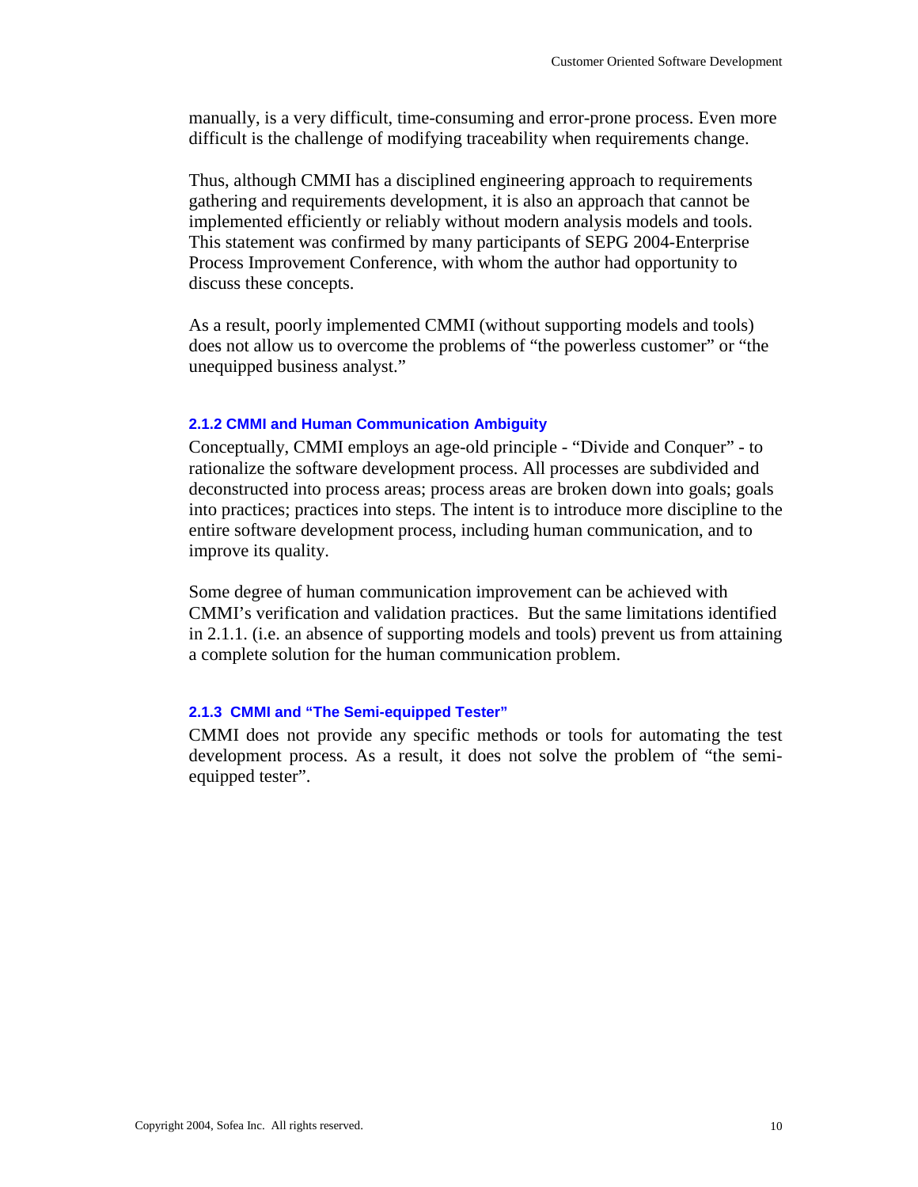manually, is a very difficult, time-consuming and error-prone process. Even more difficult is the challenge of modifying traceability when requirements change.

Thus, although CMMI has a disciplined engineering approach to requirements gathering and requirements development, it is also an approach that cannot be implemented efficiently or reliably without modern analysis models and tools. This statement was confirmed by many participants of SEPG 2004-Enterprise Process Improvement Conference, with whom the author had opportunity to discuss these concepts.

As a result, poorly implemented CMMI (without supporting models and tools) does not allow us to overcome the problems of "the powerless customer" or "the unequipped business analyst."

### 2.1.2 CMMI and Human Communication Ambiguity

Conceptually, CMMI employs an age-old principle - "Divide and Conquer" - to rationalize the software development process. All processes are subdivided and deconstructed into process areas; process areas are broken down into goals; goals into practices; practices into steps. The intent is to introduce more discipline to the entire software development process, including human communication, and to improve its quality.

Some degree of human communication improvement can be achieved with CMMI's verification and validation practices. But the same limitations identified in 2.1.1. (i.e. an absence of supporting models and tools) prevent us from attaining a complete solution for the human communication problem.

### 2.1.3 CMMI and "The Semi-equipped Tester"

CMMI does not provide any specific methods or tools for automating the test development process. As a result, it does not solve the problem of "the semi-equipped tester".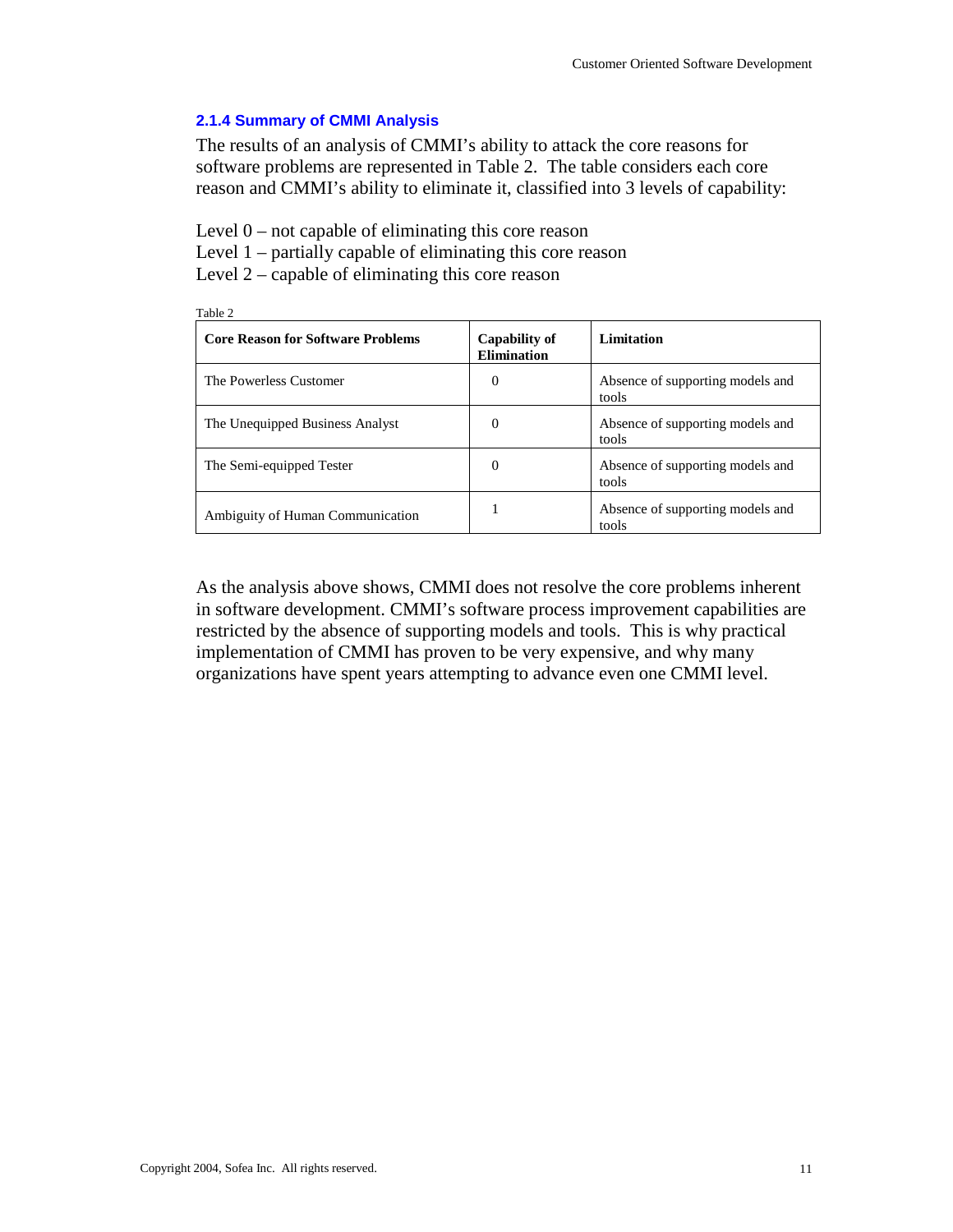### 2.1.4 Summary of CMMI Analysis

The results of an analysis of CMMI's ability to attack the core reasons for software problems are represented in Table 2. The table considers each core reason and CMMI's ability to eliminate it, classified into 3 levels of capability:

Level 0 – not capable of eliminating this core reason
Level 1 – partially capable of eliminating this core reason
Level 2 – capable of eliminating this core reason

Table 2

| Core Reason for Software Problems | Capability of Elimination | Limitation |
|---|---|---|
| The Powerless Customer | 0 | Absence of supporting models and tools |
| The Unequipped Business Analyst | 0 | Absence of supporting models and tools |
| The Semi-equipped Tester | 0 | Absence of supporting models and tools |
| Ambiguity of Human Communication | 1 | Absence of supporting models and tools |

As the analysis above shows, CMMI does not resolve the core problems inherent in software development. CMMI's software process improvement capabilities are restricted by the absence of supporting models and tools. This is why practical implementation of CMMI has proven to be very expensive, and why many organizations have spent years attempting to advance even one CMMI level.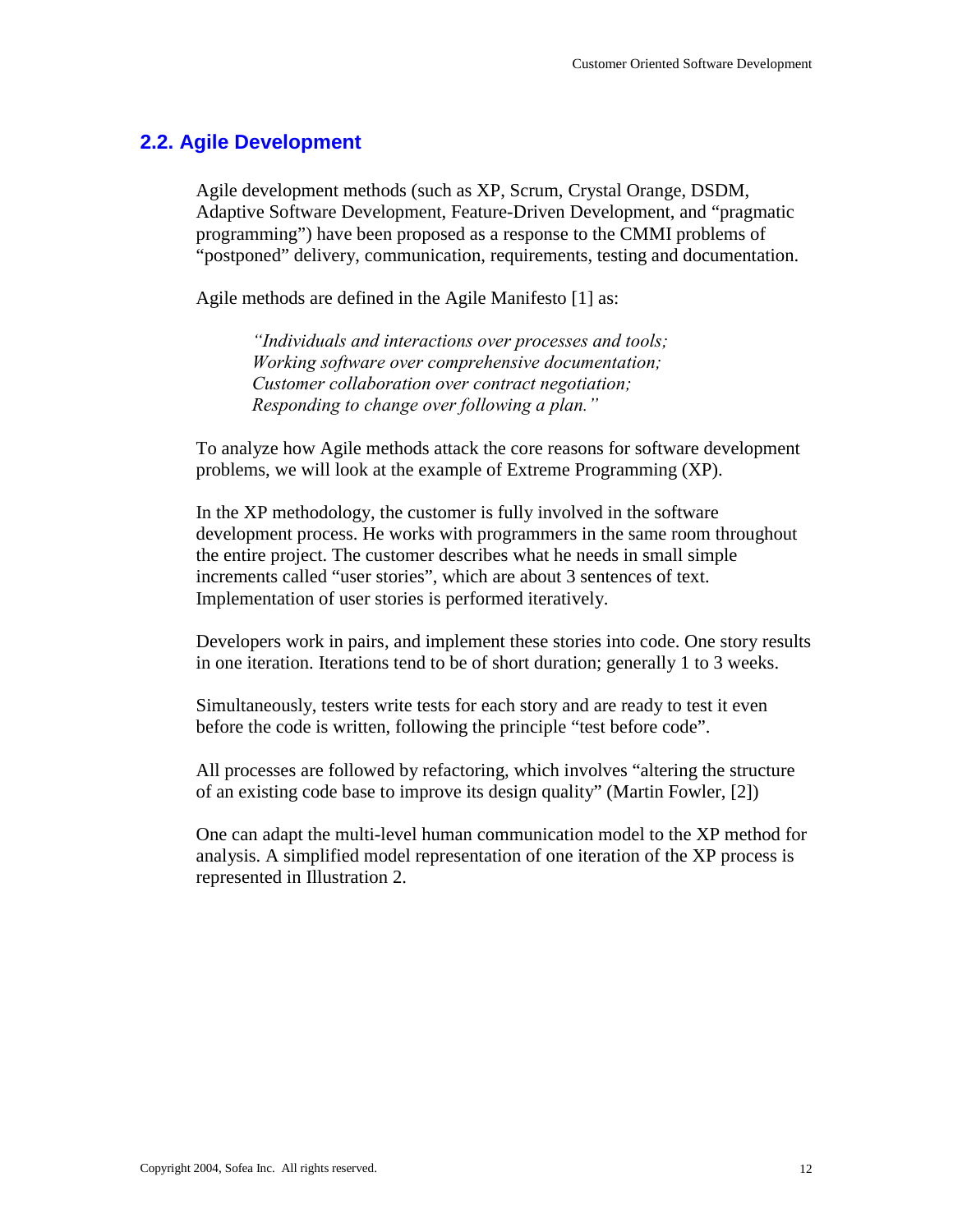## 2.2. Agile Development

Agile development methods (such as XP, Scrum, Crystal Orange, DSDM, Adaptive Software Development, Feature-Driven Development, and "pragmatic programming") have been proposed as a response to the CMMI problems of "postponed" delivery, communication, requirements, testing and documentation.

Agile methods are defined in the Agile Manifesto [1] as:

> *"Individuals and interactions over processes and tools;*
> *Working software over comprehensive documentation;*
> *Customer collaboration over contract negotiation;*
> *Responding to change over following a plan."*

To analyze how Agile methods attack the core reasons for software development problems, we will look at the example of Extreme Programming (XP).

In the XP methodology, the customer is fully involved in the software development process. He works with programmers in the same room throughout the entire project. The customer describes what he needs in small simple increments called "user stories", which are about 3 sentences of text. Implementation of user stories is performed iteratively.

Developers work in pairs, and implement these stories into code. One story results in one iteration. Iterations tend to be of short duration; generally 1 to 3 weeks.

Simultaneously, testers write tests for each story and are ready to test it even before the code is written, following the principle "test before code".

All processes are followed by refactoring, which involves "altering the structure of an existing code base to improve its design quality" (Martin Fowler, [2])

One can adapt the multi-level human communication model to the XP method for analysis. A simplified model representation of one iteration of the XP process is represented in Illustration 2.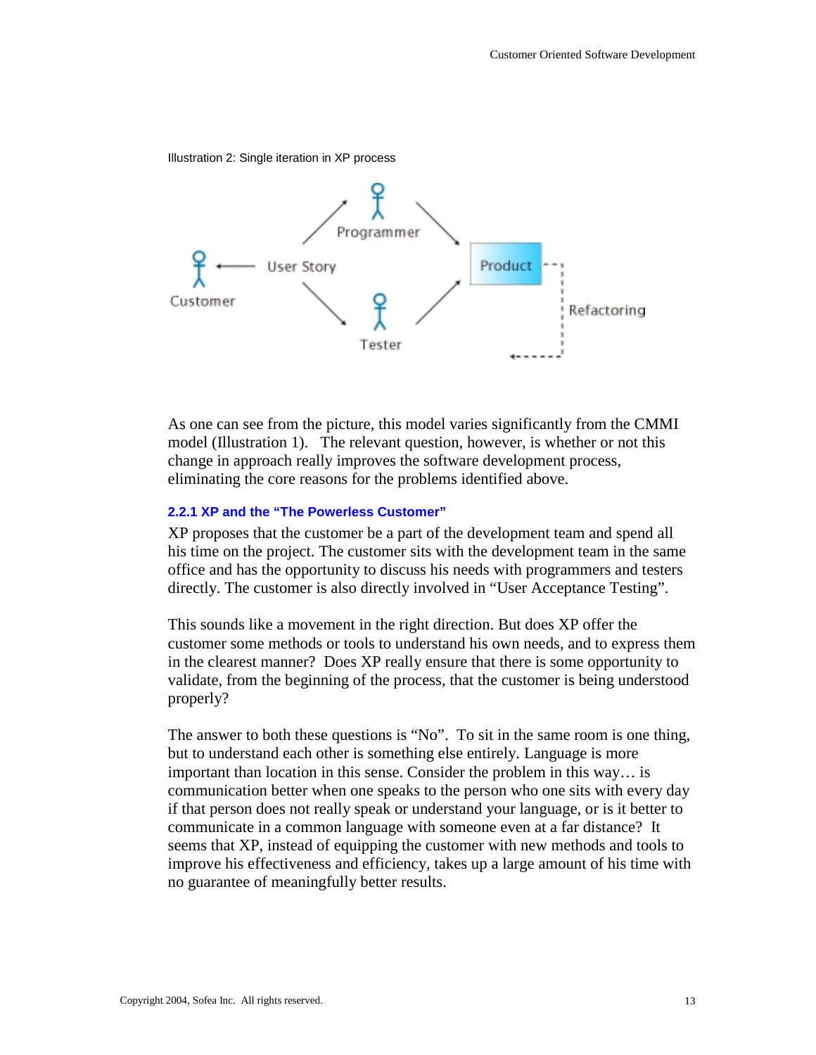Illustration 2: Single iteration in XP process

As one can see from the picture, this model varies significantly from the CMMI model (Illustration 1). The relevant question, however, is whether or not this change in approach really improves the software development process, eliminating the core reasons for the problems identified above.

### 2.2.1 XP and the "The Powerless Customer"

XP proposes that the customer be a part of the development team and spend all his time on the project. The customer sits with the development team in the same office and has the opportunity to discuss his needs with programmers and testers directly. The customer is also directly involved in "User Acceptance Testing".

This sounds like a movement in the right direction. But does XP offer the customer some methods or tools to understand his own needs, and to express them in the clearest manner? Does XP really ensure that there is some opportunity to validate, from the beginning of the process, that the customer is being understood properly?

The answer to both these questions is "No". To sit in the same room is one thing, but to understand each other is something else entirely. Language is more important than location in this sense. Consider the problem in this way… is communication better when one speaks to the person who one sits with every day if that person does not really speak or understand your language, or is it better to communicate in a common language with someone even at a far distance? It seems that XP, instead of equipping the customer with new methods and tools to improve his effectiveness and efficiency, takes up a large amount of his time with no guarantee of meaningfully better results.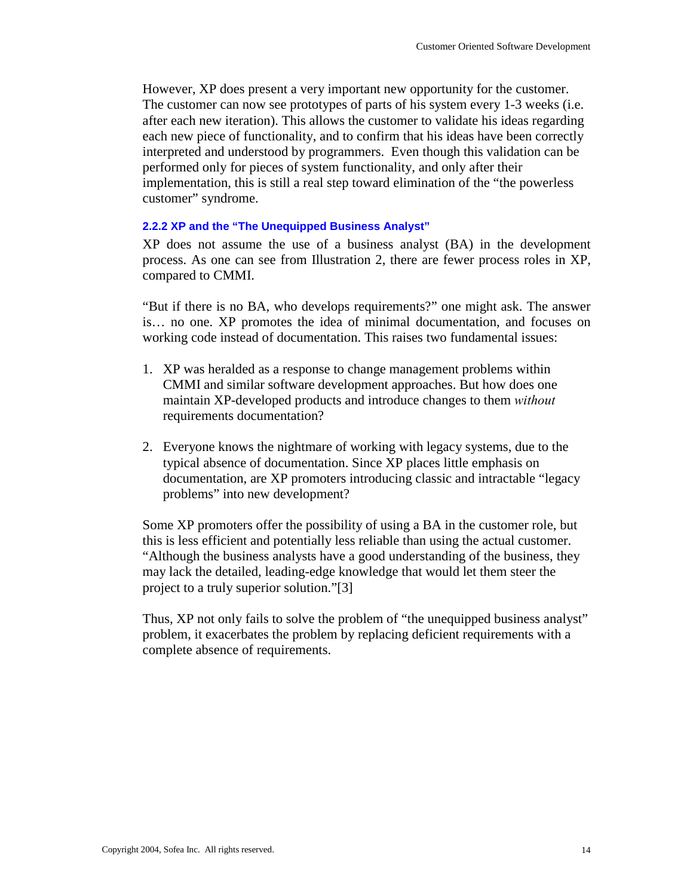However, XP does present a very important new opportunity for the customer. The customer can now see prototypes of parts of his system every 1-3 weeks (i.e. after each new iteration). This allows the customer to validate his ideas regarding each new piece of functionality, and to confirm that his ideas have been correctly interpreted and understood by programmers. Even though this validation can be performed only for pieces of system functionality, and only after their implementation, this is still a real step toward elimination of the "the powerless customer" syndrome.

### 2.2.2 XP and the "The Unequipped Business Analyst"

XP does not assume the use of a business analyst (BA) in the development process. As one can see from Illustration 2, there are fewer process roles in XP, compared to CMMI.

"But if there is no BA, who develops requirements?" one might ask. The answer is… no one. XP promotes the idea of minimal documentation, and focuses on working code instead of documentation. This raises two fundamental issues:

1. XP was heralded as a response to change management problems within CMMI and similar software development approaches. But how does one maintain XP-developed products and introduce changes to them *without* requirements documentation?

2. Everyone knows the nightmare of working with legacy systems, due to the typical absence of documentation. Since XP places little emphasis on documentation, are XP promoters introducing classic and intractable "legacy problems" into new development?

Some XP promoters offer the possibility of using a BA in the customer role, but this is less efficient and potentially less reliable than using the actual customer. "Although the business analysts have a good understanding of the business, they may lack the detailed, leading-edge knowledge that would let them steer the project to a truly superior solution."[3]

Thus, XP not only fails to solve the problem of "the unequipped business analyst" problem, it exacerbates the problem by replacing deficient requirements with a complete absence of requirements.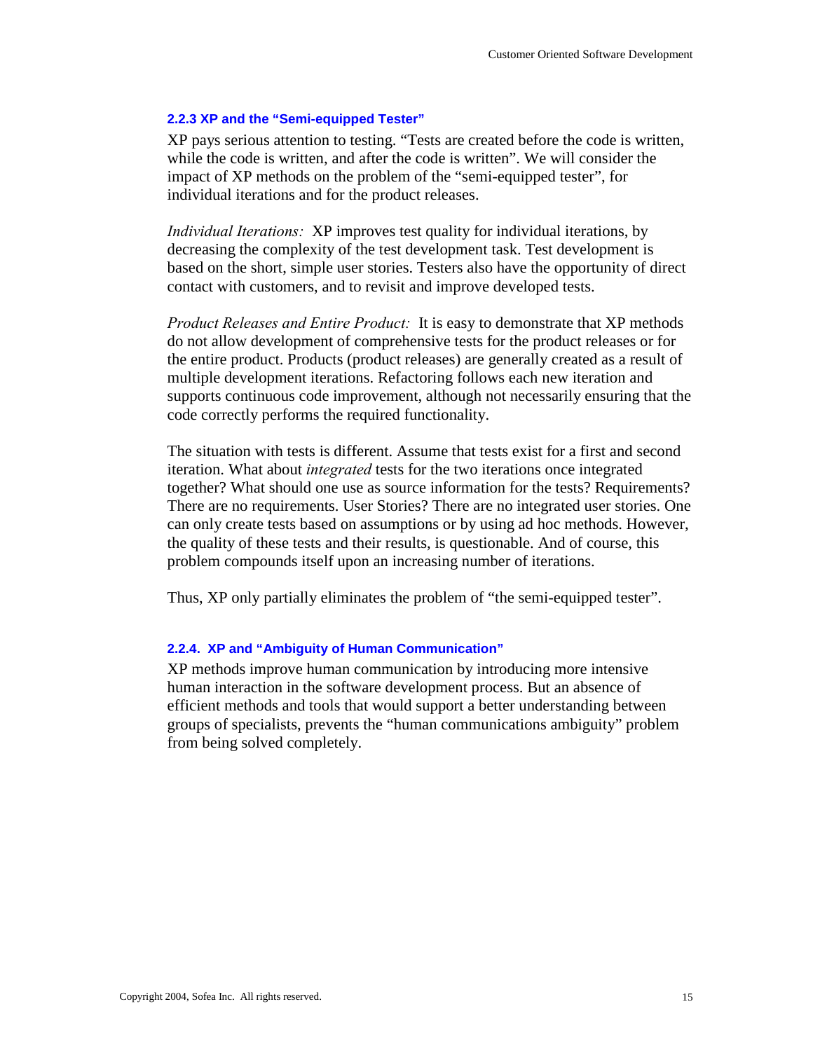### 2.2.3 XP and the "Semi-equipped Tester"

XP pays serious attention to testing. "Tests are created before the code is written, while the code is written, and after the code is written". We will consider the impact of XP methods on the problem of the "semi-equipped tester", for individual iterations and for the product releases.

*Individual Iterations:* XP improves test quality for individual iterations, by decreasing the complexity of the test development task. Test development is based on the short, simple user stories. Testers also have the opportunity of direct contact with customers, and to revisit and improve developed tests.

*Product Releases and Entire Product:* It is easy to demonstrate that XP methods do not allow development of comprehensive tests for the product releases or for the entire product. Products (product releases) are generally created as a result of multiple development iterations. Refactoring follows each new iteration and supports continuous code improvement, although not necessarily ensuring that the code correctly performs the required functionality.

The situation with tests is different. Assume that tests exist for a first and second iteration. What about *integrated* tests for the two iterations once integrated together? What should one use as source information for the tests? Requirements? There are no requirements. User Stories? There are no integrated user stories. One can only create tests based on assumptions or by using ad hoc methods. However, the quality of these tests and their results, is questionable. And of course, this problem compounds itself upon an increasing number of iterations.

Thus, XP only partially eliminates the problem of "the semi-equipped tester".

### 2.2.4. XP and "Ambiguity of Human Communication"

XP methods improve human communication by introducing more intensive human interaction in the software development process. But an absence of efficient methods and tools that would support a better understanding between groups of specialists, prevents the "human communications ambiguity" problem from being solved completely.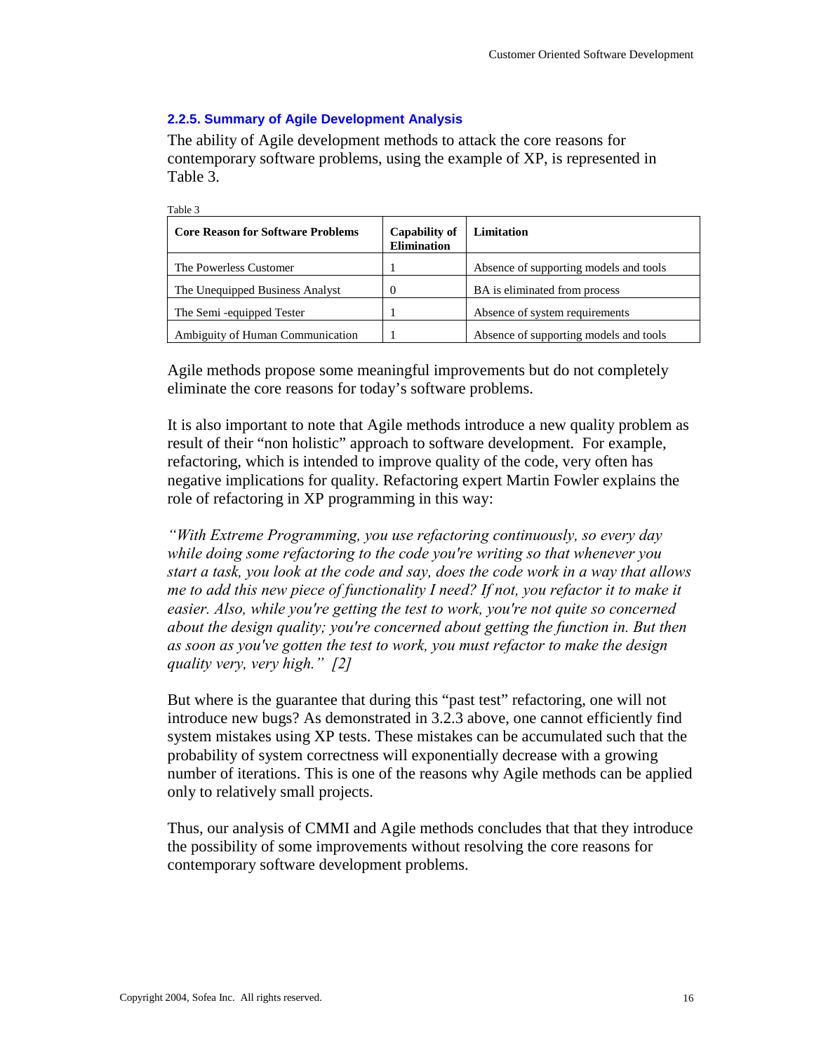### 2.2.5. Summary of Agile Development Analysis

The ability of Agile development methods to attack the core reasons for contemporary software problems, using the example of XP, is represented in Table 3.

Table 3

| Core Reason for Software Problems | Capability of Elimination | Limitation |
|---|---|---|
| The Powerless Customer | 1 | Absence of supporting models and tools |
| The Unequipped Business Analyst | 0 | BA is eliminated from process |
| The Semi -equipped Tester | 1 | Absence of system requirements |
| Ambiguity of Human Communication | 1 | Absence of supporting models and tools |

Agile methods propose some meaningful improvements but do not completely eliminate the core reasons for today's software problems.

It is also important to note that Agile methods introduce a new quality problem as result of their "non holistic" approach to software development. For example, refactoring, which is intended to improve quality of the code, very often has negative implications for quality. Refactoring expert Martin Fowler explains the role of refactoring in XP programming in this way:

*"With Extreme Programming, you use refactoring continuously, so every day while doing some refactoring to the code you're writing so that whenever you start a task, you look at the code and say, does the code work in a way that allows me to add this new piece of functionality I need? If not, you refactor it to make it easier. Also, while you're getting the test to work, you're not quite so concerned about the design quality; you're concerned about getting the function in. But then as soon as you've gotten the test to work, you must refactor to make the design quality very, very high." [2]*

But where is the guarantee that during this "past test" refactoring, one will not introduce new bugs? As demonstrated in 3.2.3 above, one cannot efficiently find system mistakes using XP tests. These mistakes can be accumulated such that the probability of system correctness will exponentially decrease with a growing number of iterations. This is one of the reasons why Agile methods can be applied only to relatively small projects.

Thus, our analysis of CMMI and Agile methods concludes that that they introduce the possibility of some improvements without resolving the core reasons for contemporary software development problems.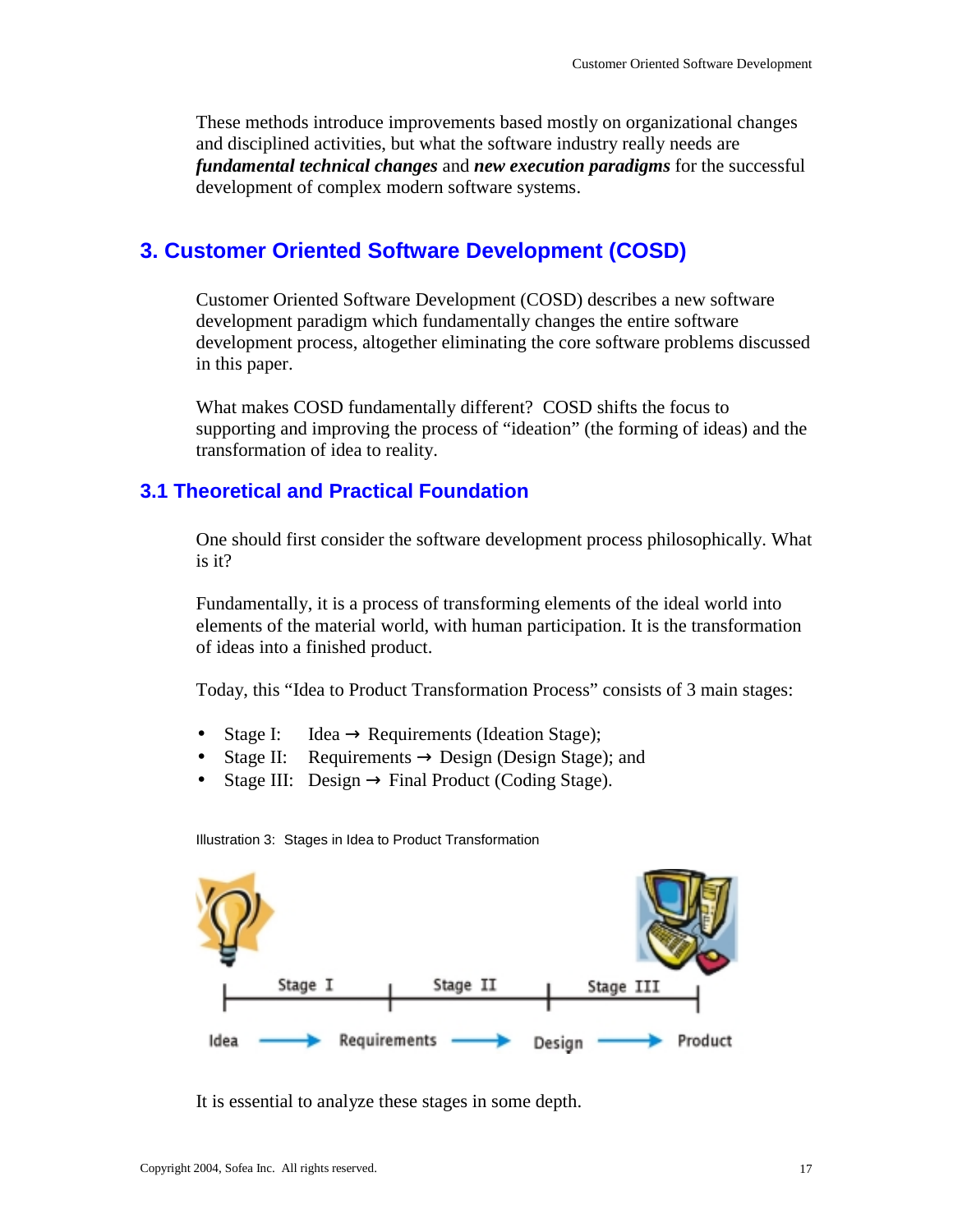These methods introduce improvements based mostly on organizational changes and disciplined activities, but what the software industry really needs are ***fundamental technical changes*** and ***new execution paradigms*** for the successful development of complex modern software systems.

## 3. Customer Oriented Software Development (COSD)

Customer Oriented Software Development (COSD) describes a new software development paradigm which fundamentally changes the entire software development process, altogether eliminating the core software problems discussed in this paper.

What makes COSD fundamentally different? COSD shifts the focus to supporting and improving the process of "ideation" (the forming of ideas) and the transformation of idea to reality.

### 3.1 Theoretical and Practical Foundation

One should first consider the software development process philosophically. What is it?

Fundamentally, it is a process of transforming elements of the ideal world into elements of the material world, with human participation. It is the transformation of ideas into a finished product.

Today, this "Idea to Product Transformation Process" consists of 3 main stages:

- Stage I: Idea → Requirements (Ideation Stage);
- Stage II: Requirements → Design (Design Stage); and
- Stage III: Design → Final Product (Coding Stage).

Illustration 3: Stages in Idea to Product Transformation

It is essential to analyze these stages in some depth.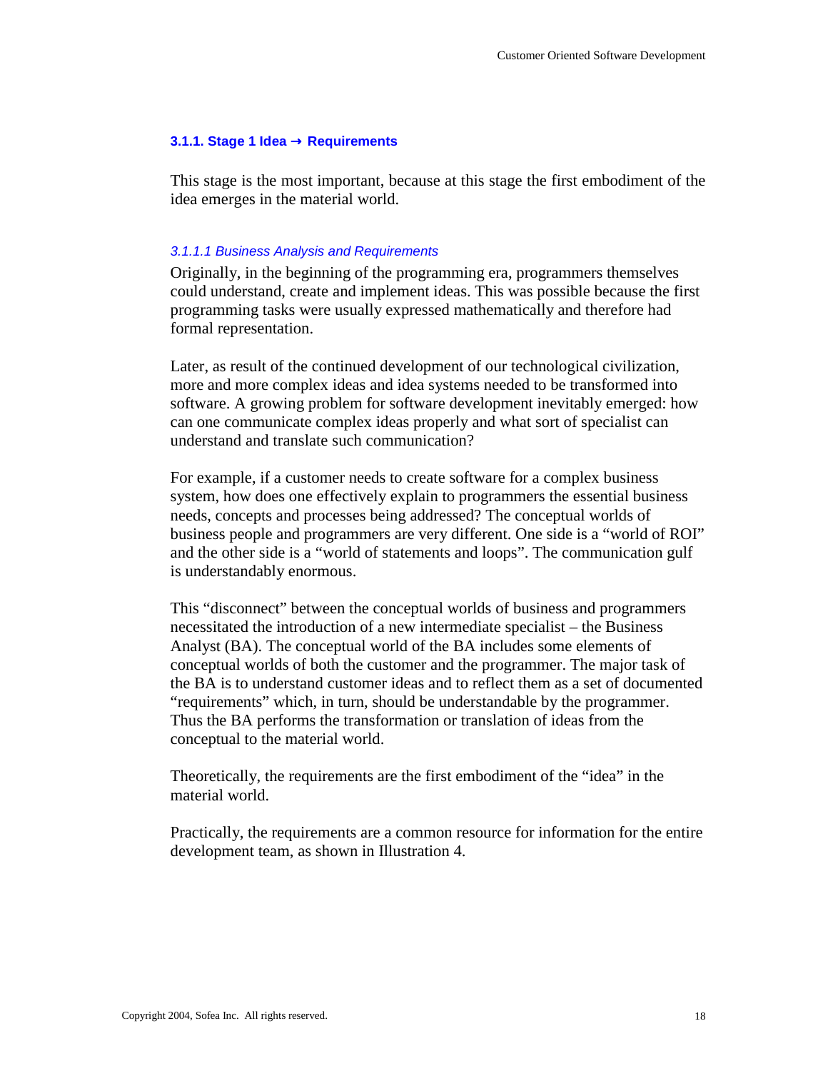### 3.1.1. Stage 1 Idea → Requirements

This stage is the most important, because at this stage the first embodiment of the idea emerges in the material world.

#### *3.1.1.1 Business Analysis and Requirements*

Originally, in the beginning of the programming era, programmers themselves could understand, create and implement ideas. This was possible because the first programming tasks were usually expressed mathematically and therefore had formal representation.

Later, as result of the continued development of our technological civilization, more and more complex ideas and idea systems needed to be transformed into software. A growing problem for software development inevitably emerged: how can one communicate complex ideas properly and what sort of specialist can understand and translate such communication?

For example, if a customer needs to create software for a complex business system, how does one effectively explain to programmers the essential business needs, concepts and processes being addressed? The conceptual worlds of business people and programmers are very different. One side is a "world of ROI" and the other side is a "world of statements and loops". The communication gulf is understandably enormous.

This "disconnect" between the conceptual worlds of business and programmers necessitated the introduction of a new intermediate specialist – the Business Analyst (BA). The conceptual world of the BA includes some elements of conceptual worlds of both the customer and the programmer. The major task of the BA is to understand customer ideas and to reflect them as a set of documented "requirements" which, in turn, should be understandable by the programmer. Thus the BA performs the transformation or translation of ideas from the conceptual to the material world.

Theoretically, the requirements are the first embodiment of the "idea" in the material world.

Practically, the requirements are a common resource for information for the entire development team, as shown in Illustration 4.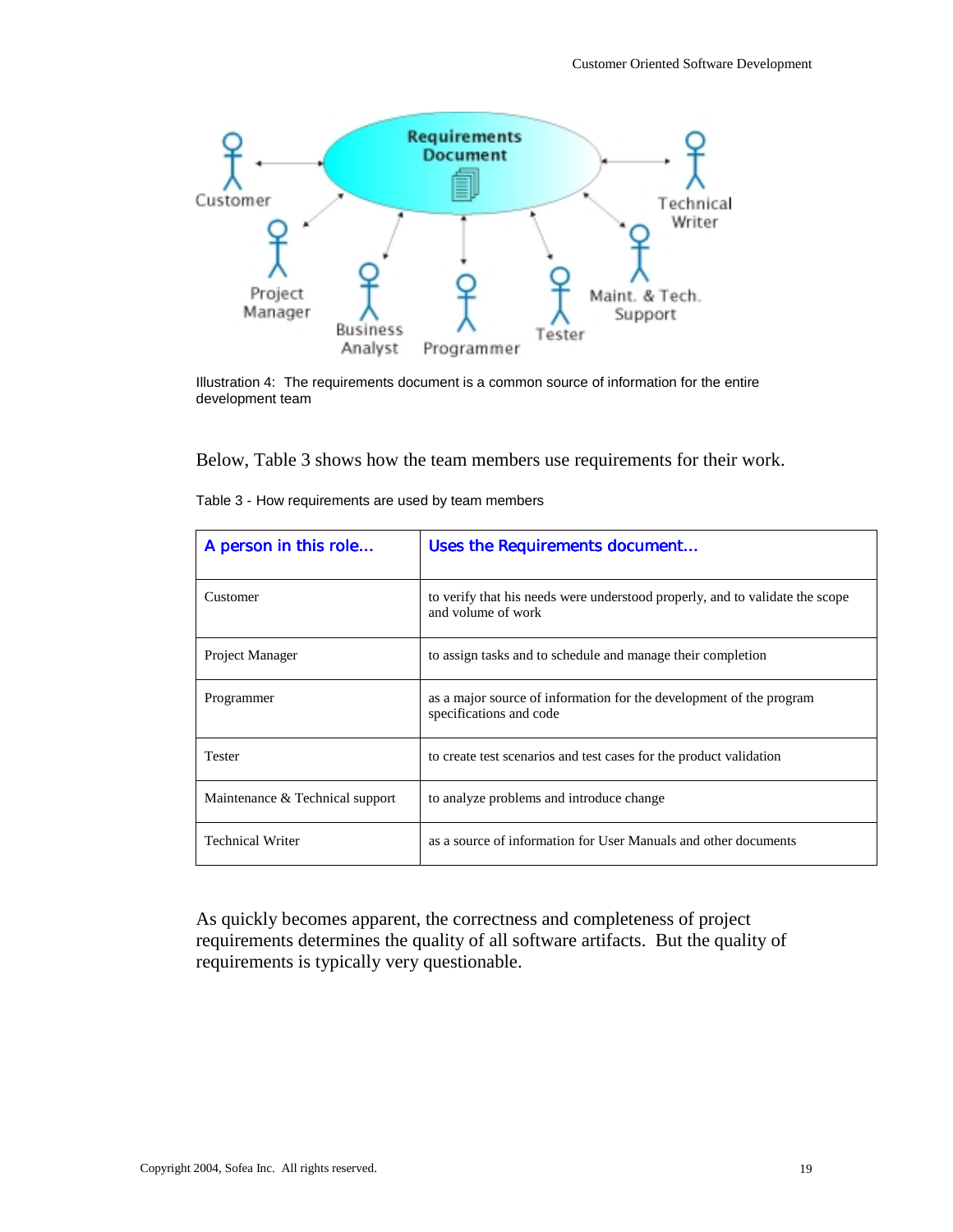Illustration 4: The requirements document is a common source of information for the entire development team

Below, Table 3 shows how the team members use requirements for their work.

Table 3 - How requirements are used by team members

| A person in this role... | Uses the Requirements document... |
|---|---|
| Customer | to verify that his needs were understood properly, and to validate the scope and volume of work |
| Project Manager | to assign tasks and to schedule and manage their completion |
| Programmer | as a major source of information for the development of the program specifications and code |
| Tester | to create test scenarios and test cases for the product validation |
| Maintenance & Technical support | to analyze problems and introduce change |
| Technical Writer | as a source of information for User Manuals and other documents |

As quickly becomes apparent, the correctness and completeness of project requirements determines the quality of all software artifacts. But the quality of requirements is typically very questionable.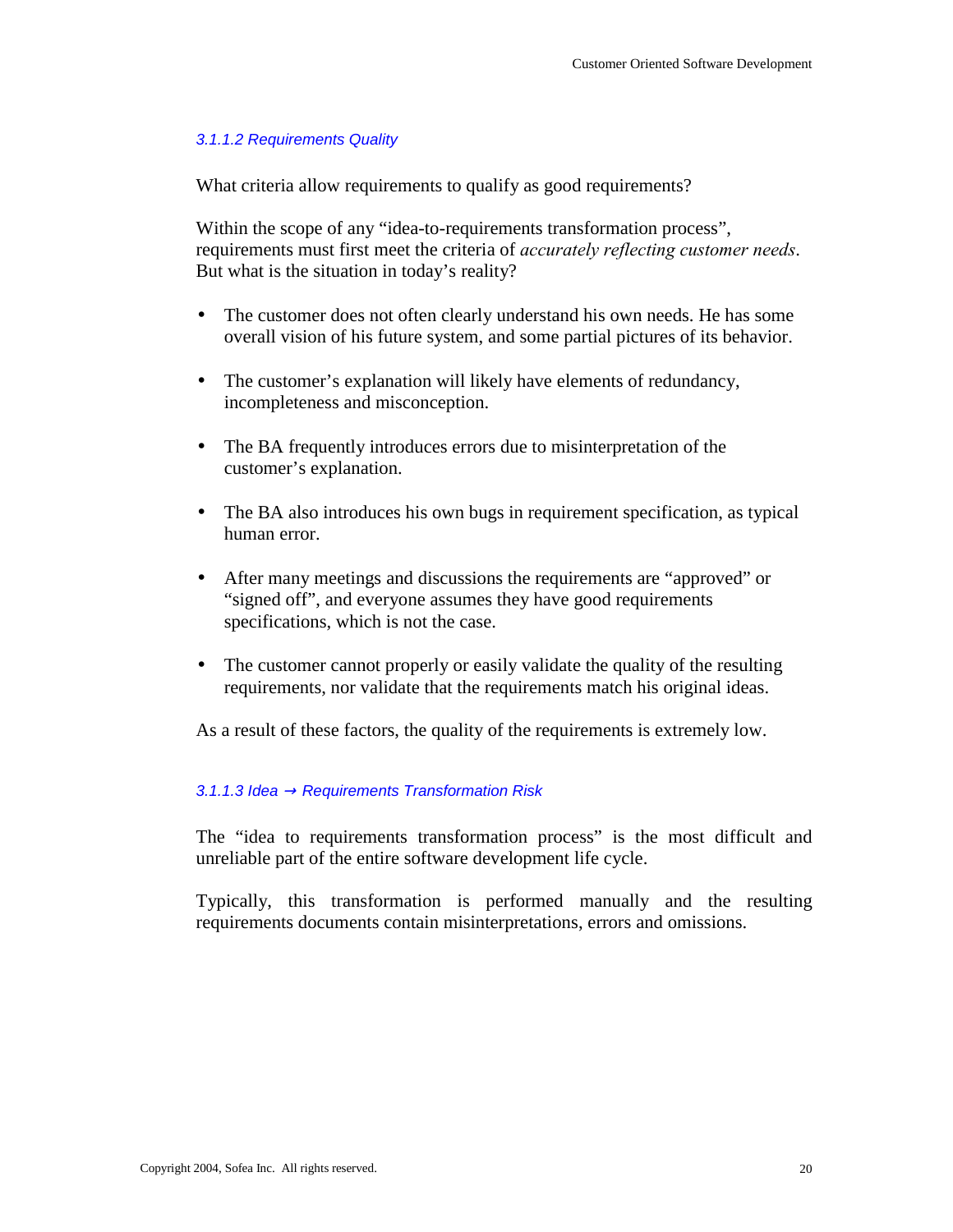#### *3.1.1.2 Requirements Quality*

What criteria allow requirements to qualify as good requirements?

Within the scope of any "idea-to-requirements transformation process", requirements must first meet the criteria of *accurately reflecting customer needs*. But what is the situation in today's reality?

- The customer does not often clearly understand his own needs. He has some overall vision of his future system, and some partial pictures of its behavior.
- The customer's explanation will likely have elements of redundancy, incompleteness and misconception.
- The BA frequently introduces errors due to misinterpretation of the customer's explanation.
- The BA also introduces his own bugs in requirement specification, as typical human error.
- After many meetings and discussions the requirements are "approved" or "signed off", and everyone assumes they have good requirements specifications, which is not the case.
- The customer cannot properly or easily validate the quality of the resulting requirements, nor validate that the requirements match his original ideas.

As a result of these factors, the quality of the requirements is extremely low.

#### *3.1.1.3 Idea → Requirements Transformation Risk*

The "idea to requirements transformation process" is the most difficult and unreliable part of the entire software development life cycle.

Typically, this transformation is performed manually and the resulting requirements documents contain misinterpretations, errors and omissions.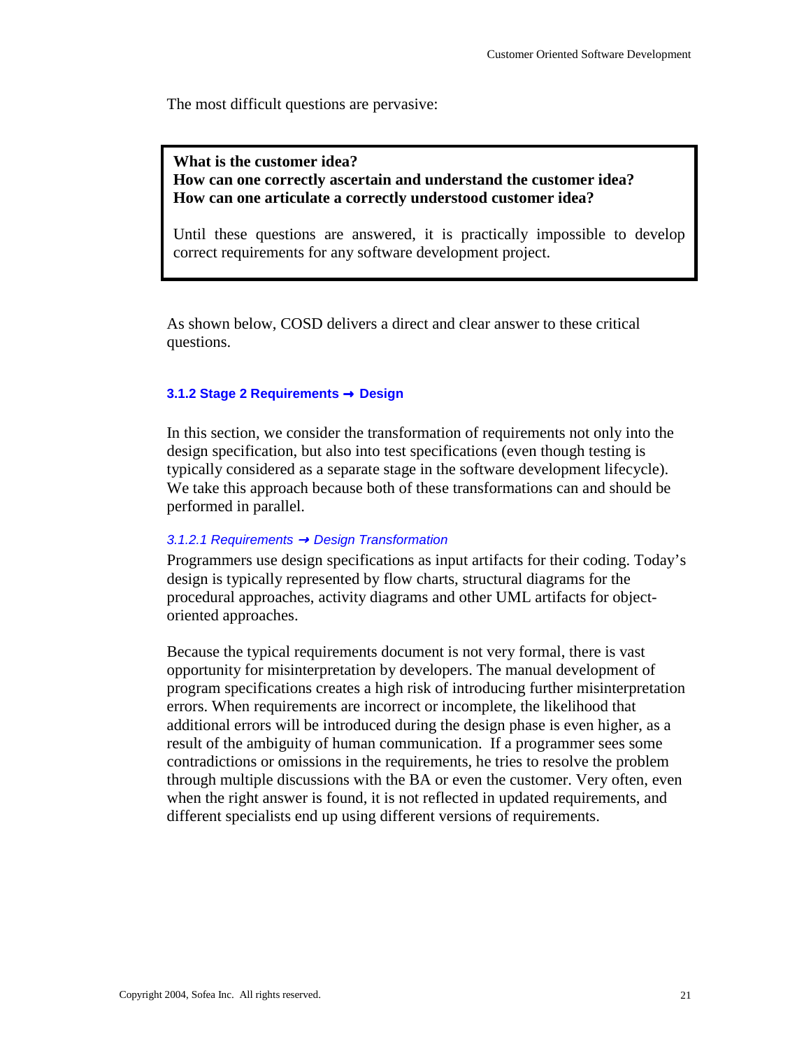The most difficult questions are pervasive:

> **What is the customer idea?**
> **How can one correctly ascertain and understand the customer idea?**
> **How can one articulate a correctly understood customer idea?**
>
> Until these questions are answered, it is practically impossible to develop correct requirements for any software development project.

As shown below, COSD delivers a direct and clear answer to these critical questions.

### 3.1.2 Stage 2 Requirements → Design

In this section, we consider the transformation of requirements not only into the design specification, but also into test specifications (even though testing is typically considered as a separate stage in the software development lifecycle). We take this approach because both of these transformations can and should be performed in parallel.

#### *3.1.2.1 Requirements → Design Transformation*

Programmers use design specifications as input artifacts for their coding. Today's design is typically represented by flow charts, structural diagrams for the procedural approaches, activity diagrams and other UML artifacts for object-oriented approaches.

Because the typical requirements document is not very formal, there is vast opportunity for misinterpretation by developers. The manual development of program specifications creates a high risk of introducing further misinterpretation errors. When requirements are incorrect or incomplete, the likelihood that additional errors will be introduced during the design phase is even higher, as a result of the ambiguity of human communication. If a programmer sees some contradictions or omissions in the requirements, he tries to resolve the problem through multiple discussions with the BA or even the customer. Very often, even when the right answer is found, it is not reflected in updated requirements, and different specialists end up using different versions of requirements.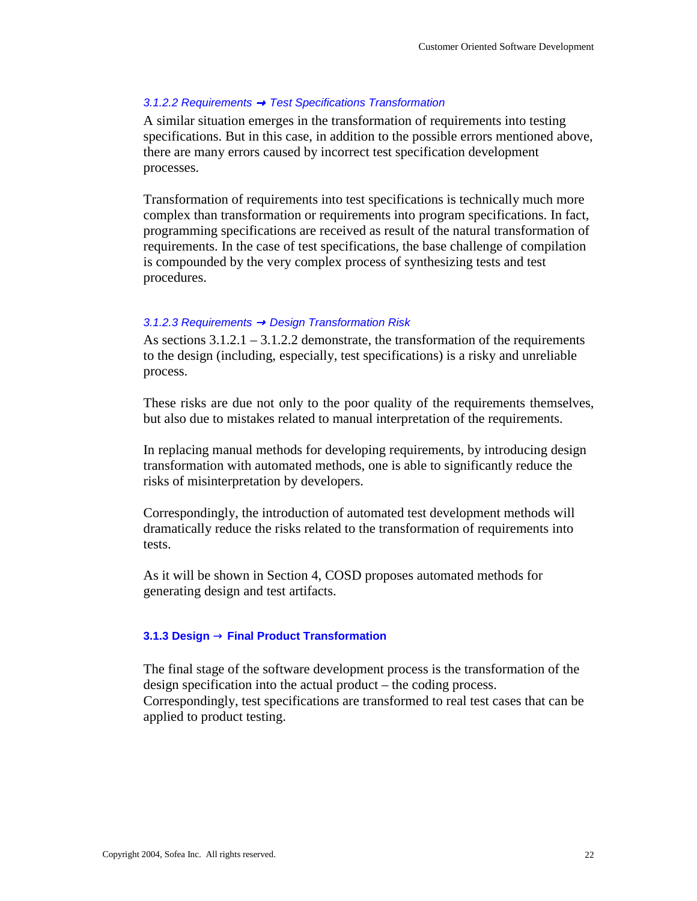#### *3.1.2.2 Requirements → Test Specifications Transformation*

A similar situation emerges in the transformation of requirements into testing specifications. But in this case, in addition to the possible errors mentioned above, there are many errors caused by incorrect test specification development processes.

Transformation of requirements into test specifications is technically much more complex than transformation or requirements into program specifications. In fact, programming specifications are received as result of the natural transformation of requirements. In the case of test specifications, the base challenge of compilation is compounded by the very complex process of synthesizing tests and test procedures.

#### *3.1.2.3 Requirements → Design Transformation Risk*

As sections 3.1.2.1 – 3.1.2.2 demonstrate, the transformation of the requirements to the design (including, especially, test specifications) is a risky and unreliable process.

These risks are due not only to the poor quality of the requirements themselves, but also due to mistakes related to manual interpretation of the requirements.

In replacing manual methods for developing requirements, by introducing design transformation with automated methods, one is able to significantly reduce the risks of misinterpretation by developers.

Correspondingly, the introduction of automated test development methods will dramatically reduce the risks related to the transformation of requirements into tests.

As it will be shown in Section 4, COSD proposes automated methods for generating design and test artifacts.

### 3.1.3 Design → Final Product Transformation

The final stage of the software development process is the transformation of the design specification into the actual product – the coding process. Correspondingly, test specifications are transformed to real test cases that can be applied to product testing.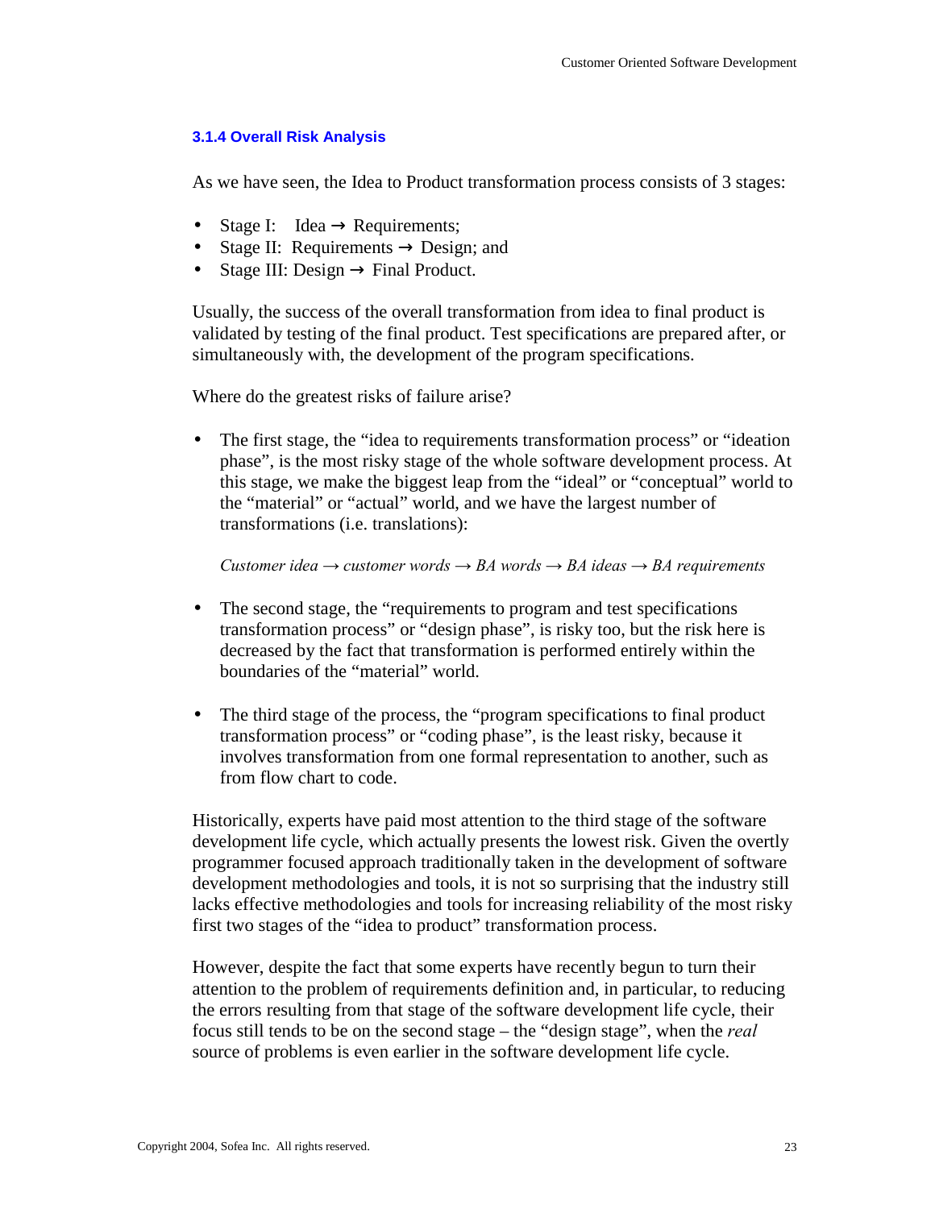### 3.1.4 Overall Risk Analysis

As we have seen, the Idea to Product transformation process consists of 3 stages:

- Stage I: Idea → Requirements;
- Stage II: Requirements → Design; and
- Stage III: Design → Final Product.

Usually, the success of the overall transformation from idea to final product is validated by testing of the final product. Test specifications are prepared after, or simultaneously with, the development of the program specifications.

Where do the greatest risks of failure arise?

- The first stage, the "idea to requirements transformation process" or "ideation phase", is the most risky stage of the whole software development process. At this stage, we make the biggest leap from the "ideal" or "conceptual" world to the "material" or "actual" world, and we have the largest number of transformations (i.e. translations):

  *Customer idea → customer words → BA words → BA ideas → BA requirements*

- The second stage, the "requirements to program and test specifications transformation process" or "design phase", is risky too, but the risk here is decreased by the fact that transformation is performed entirely within the boundaries of the "material" world.

- The third stage of the process, the "program specifications to final product transformation process" or "coding phase", is the least risky, because it involves transformation from one formal representation to another, such as from flow chart to code.

Historically, experts have paid most attention to the third stage of the software development life cycle, which actually presents the lowest risk. Given the overtly programmer focused approach traditionally taken in the development of software development methodologies and tools, it is not so surprising that the industry still lacks effective methodologies and tools for increasing reliability of the most risky first two stages of the "idea to product" transformation process.

However, despite the fact that some experts have recently begun to turn their attention to the problem of requirements definition and, in particular, to reducing the errors resulting from that stage of the software development life cycle, their focus still tends to be on the second stage – the "design stage", when the *real* source of problems is even earlier in the software development life cycle.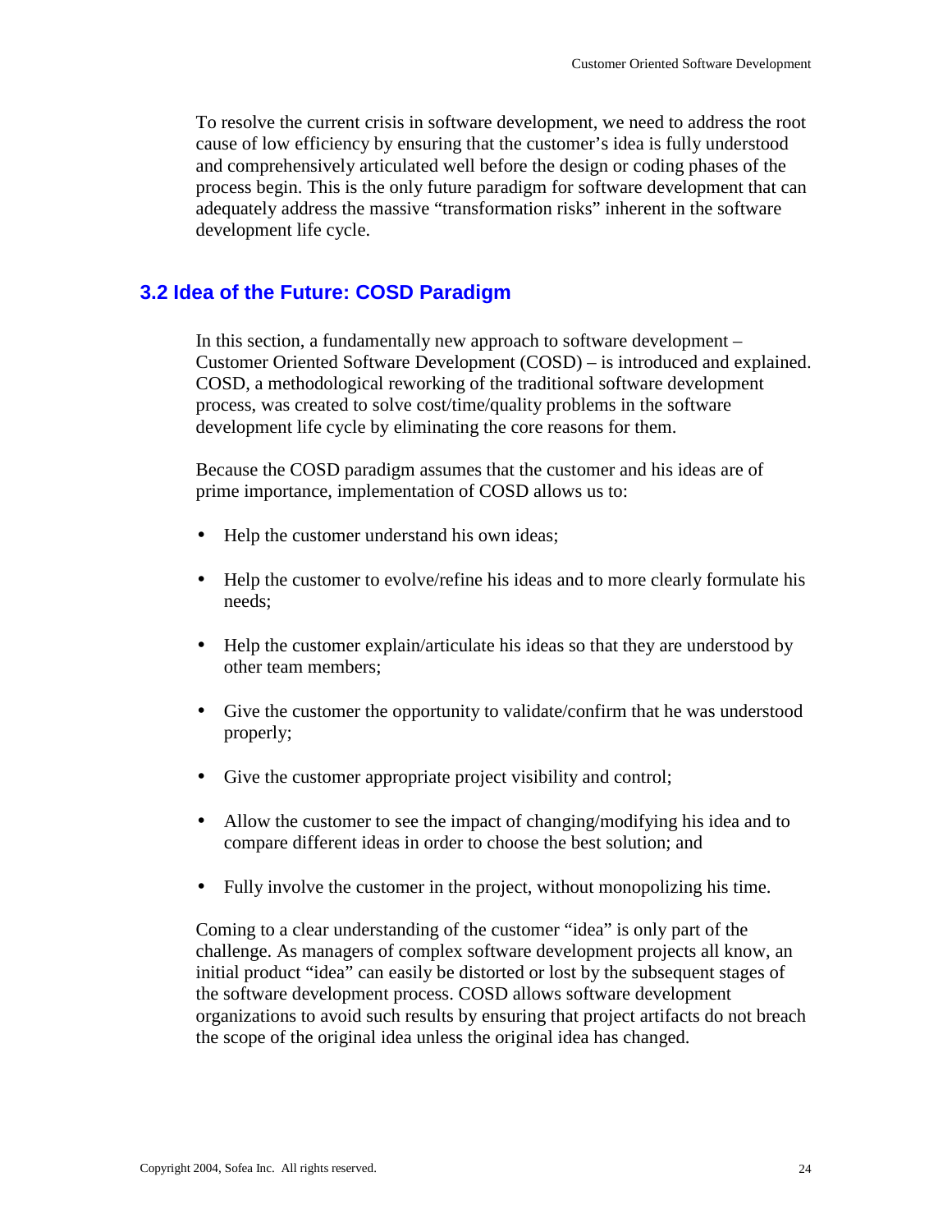To resolve the current crisis in software development, we need to address the root cause of low efficiency by ensuring that the customer's idea is fully understood and comprehensively articulated well before the design or coding phases of the process begin. This is the only future paradigm for software development that can adequately address the massive "transformation risks" inherent in the software development life cycle.

## 3.2 Idea of the Future: COSD Paradigm

In this section, a fundamentally new approach to software development – Customer Oriented Software Development (COSD) – is introduced and explained. COSD, a methodological reworking of the traditional software development process, was created to solve cost/time/quality problems in the software development life cycle by eliminating the core reasons for them.

Because the COSD paradigm assumes that the customer and his ideas are of prime importance, implementation of COSD allows us to:

- Help the customer understand his own ideas;
- Help the customer to evolve/refine his ideas and to more clearly formulate his needs;
- Help the customer explain/articulate his ideas so that they are understood by other team members;
- Give the customer the opportunity to validate/confirm that he was understood properly;
- Give the customer appropriate project visibility and control;
- Allow the customer to see the impact of changing/modifying his idea and to compare different ideas in order to choose the best solution; and
- Fully involve the customer in the project, without monopolizing his time.

Coming to a clear understanding of the customer "idea" is only part of the challenge. As managers of complex software development projects all know, an initial product "idea" can easily be distorted or lost by the subsequent stages of the software development process. COSD allows software development organizations to avoid such results by ensuring that project artifacts do not breach the scope of the original idea unless the original idea has changed.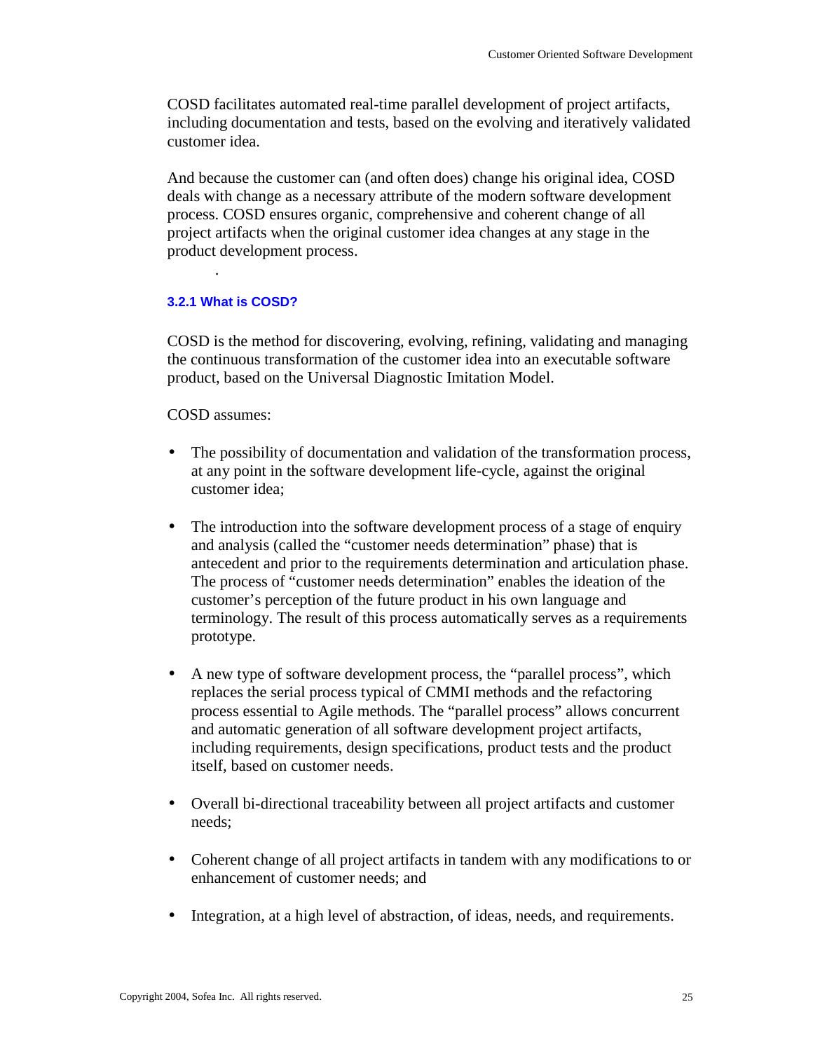COSD facilitates automated real-time parallel development of project artifacts, including documentation and tests, based on the evolving and iteratively validated customer idea.

And because the customer can (and often does) change his original idea, COSD deals with change as a necessary attribute of the modern software development process. COSD ensures organic, comprehensive and coherent change of all project artifacts when the original customer idea changes at any stage in the product development process.

### 3.2.1 What is COSD?

COSD is the method for discovering, evolving, refining, validating and managing the continuous transformation of the customer idea into an executable software product, based on the Universal Diagnostic Imitation Model.

COSD assumes:

- The possibility of documentation and validation of the transformation process, at any point in the software development life-cycle, against the original customer idea;

- The introduction into the software development process of a stage of enquiry and analysis (called the "customer needs determination" phase) that is antecedent and prior to the requirements determination and articulation phase. The process of "customer needs determination" enables the ideation of the customer's perception of the future product in his own language and terminology. The result of this process automatically serves as a requirements prototype.

- A new type of software development process, the "parallel process", which replaces the serial process typical of CMMI methods and the refactoring process essential to Agile methods. The "parallel process" allows concurrent and automatic generation of all software development project artifacts, including requirements, design specifications, product tests and the product itself, based on customer needs.

- Overall bi-directional traceability between all project artifacts and customer needs;

- Coherent change of all project artifacts in tandem with any modifications to or enhancement of customer needs; and

- Integration, at a high level of abstraction, of ideas, needs, and requirements.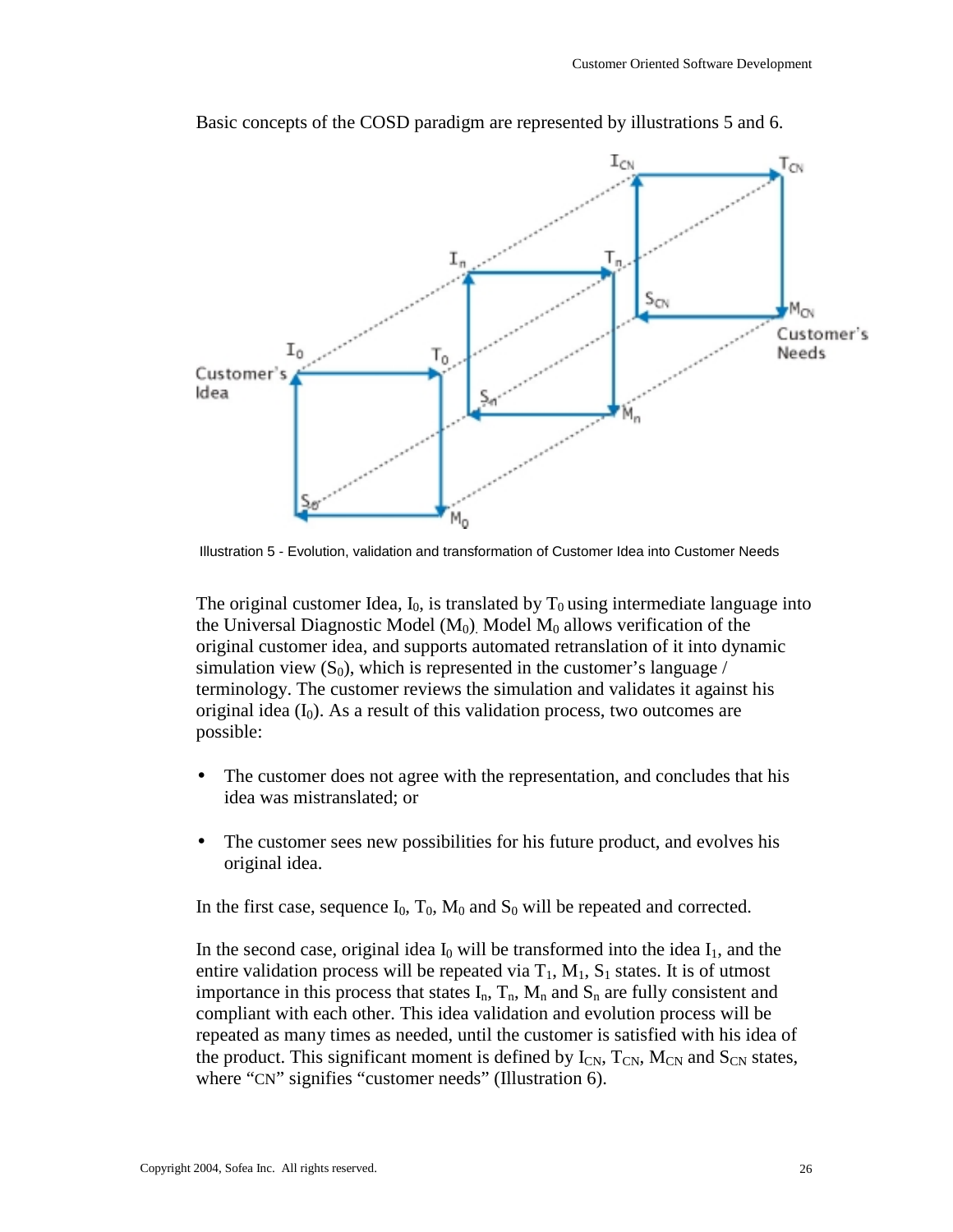Basic concepts of the COSD paradigm are represented by illustrations 5 and 6.

Illustration 5 - Evolution, validation and transformation of Customer Idea into Customer Needs

The original customer Idea, $I_0$, is translated by $T_0$ using intermediate language into the Universal Diagnostic Model ($M_0$). Model $M_0$ allows verification of the original customer idea, and supports automated retranslation of it into dynamic simulation view ($S_0$), which is represented in the customer's language / terminology. The customer reviews the simulation and validates it against his original idea ($I_0$). As a result of this validation process, two outcomes are possible:

- The customer does not agree with the representation, and concludes that his idea was mistranslated; or
- The customer sees new possibilities for his future product, and evolves his original idea.

In the first case, sequence $I_0$, $T_0$, $M_0$ and $S_0$ will be repeated and corrected.

In the second case, original idea $I_0$ will be transformed into the idea $I_1$, and the entire validation process will be repeated via $T_1$, $M_1$, $S_1$ states. It is of utmost importance in this process that states $I_n$, $T_n$, $M_n$ and $S_n$ are fully consistent and compliant with each other. This idea validation and evolution process will be repeated as many times as needed, until the customer is satisfied with his idea of the product. This significant moment is defined by $I_{CN}$, $T_{CN}$, $M_{CN}$ and $S_{CN}$ states, where "CN" signifies "customer needs" (Illustration 6).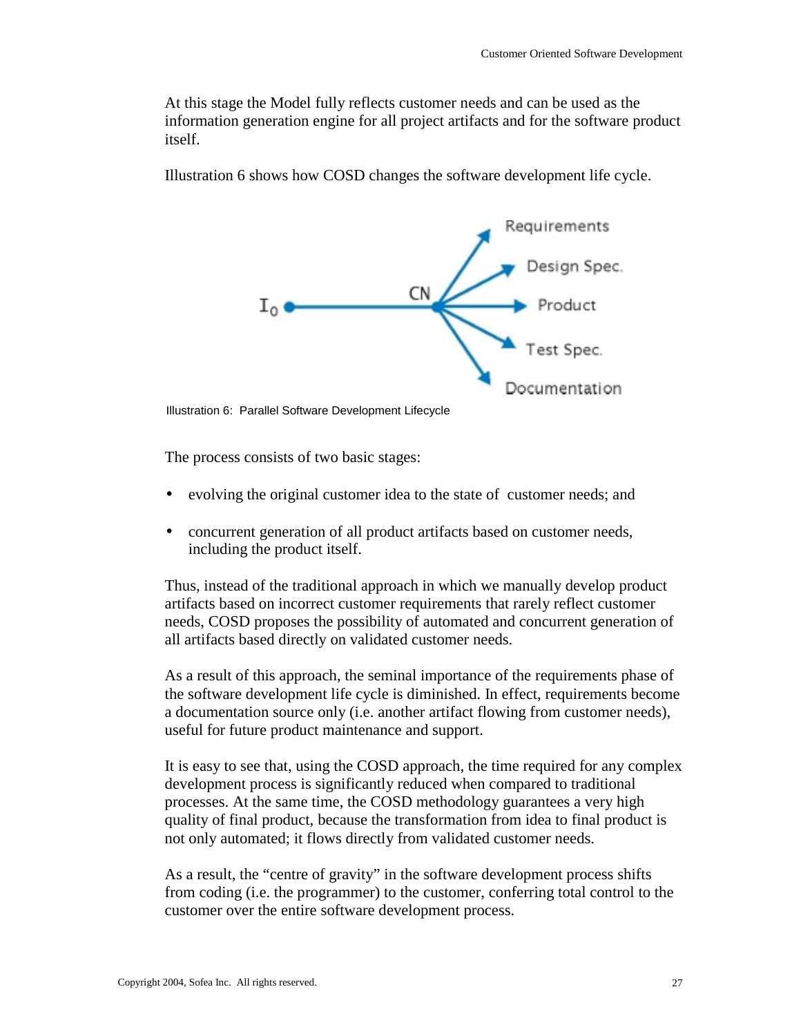At this stage the Model fully reflects customer needs and can be used as the information generation engine for all project artifacts and for the software product itself.

Illustration 6 shows how COSD changes the software development life cycle.

Illustration 6: Parallel Software Development Lifecycle

The process consists of two basic stages:

- evolving the original customer idea to the state of customer needs; and
- concurrent generation of all product artifacts based on customer needs, including the product itself.

Thus, instead of the traditional approach in which we manually develop product artifacts based on incorrect customer requirements that rarely reflect customer needs, COSD proposes the possibility of automated and concurrent generation of all artifacts based directly on validated customer needs.

As a result of this approach, the seminal importance of the requirements phase of the software development life cycle is diminished. In effect, requirements become a documentation source only (i.e. another artifact flowing from customer needs), useful for future product maintenance and support.

It is easy to see that, using the COSD approach, the time required for any complex development process is significantly reduced when compared to traditional processes. At the same time, the COSD methodology guarantees a very high quality of final product, because the transformation from idea to final product is not only automated; it flows directly from validated customer needs.

As a result, the "centre of gravity" in the software development process shifts from coding (i.e. the programmer) to the customer, conferring total control to the customer over the entire software development process.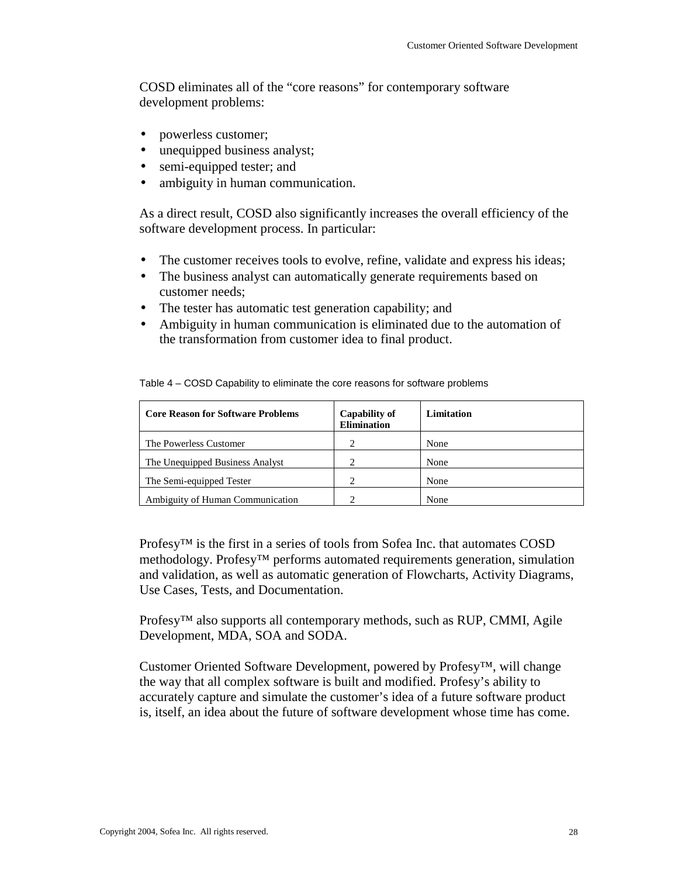COSD eliminates all of the "core reasons" for contemporary software development problems:

- powerless customer;
- unequipped business analyst;
- semi-equipped tester; and
- ambiguity in human communication.

As a direct result, COSD also significantly increases the overall efficiency of the software development process. In particular:

- The customer receives tools to evolve, refine, validate and express his ideas;
- The business analyst can automatically generate requirements based on customer needs;
- The tester has automatic test generation capability; and
- Ambiguity in human communication is eliminated due to the automation of the transformation from customer idea to final product.

Table 4 – COSD Capability to eliminate the core reasons for software problems

| Core Reason for Software Problems | Capability of Elimination | Limitation |
|---|---|---|
| The Powerless Customer | 2 | None |
| The Unequipped Business Analyst | 2 | None |
| The Semi-equipped Tester | 2 | None |
| Ambiguity of Human Communication | 2 | None |

Profesy™ is the first in a series of tools from Sofea Inc. that automates COSD methodology. Profesy™ performs automated requirements generation, simulation and validation, as well as automatic generation of Flowcharts, Activity Diagrams, Use Cases, Tests, and Documentation.

Profesy™ also supports all contemporary methods, such as RUP, CMMI, Agile Development, MDA, SOA and SODA.

Customer Oriented Software Development, powered by Profesy™, will change the way that all complex software is built and modified. Profesy's ability to accurately capture and simulate the customer's idea of a future software product is, itself, an idea about the future of software development whose time has come.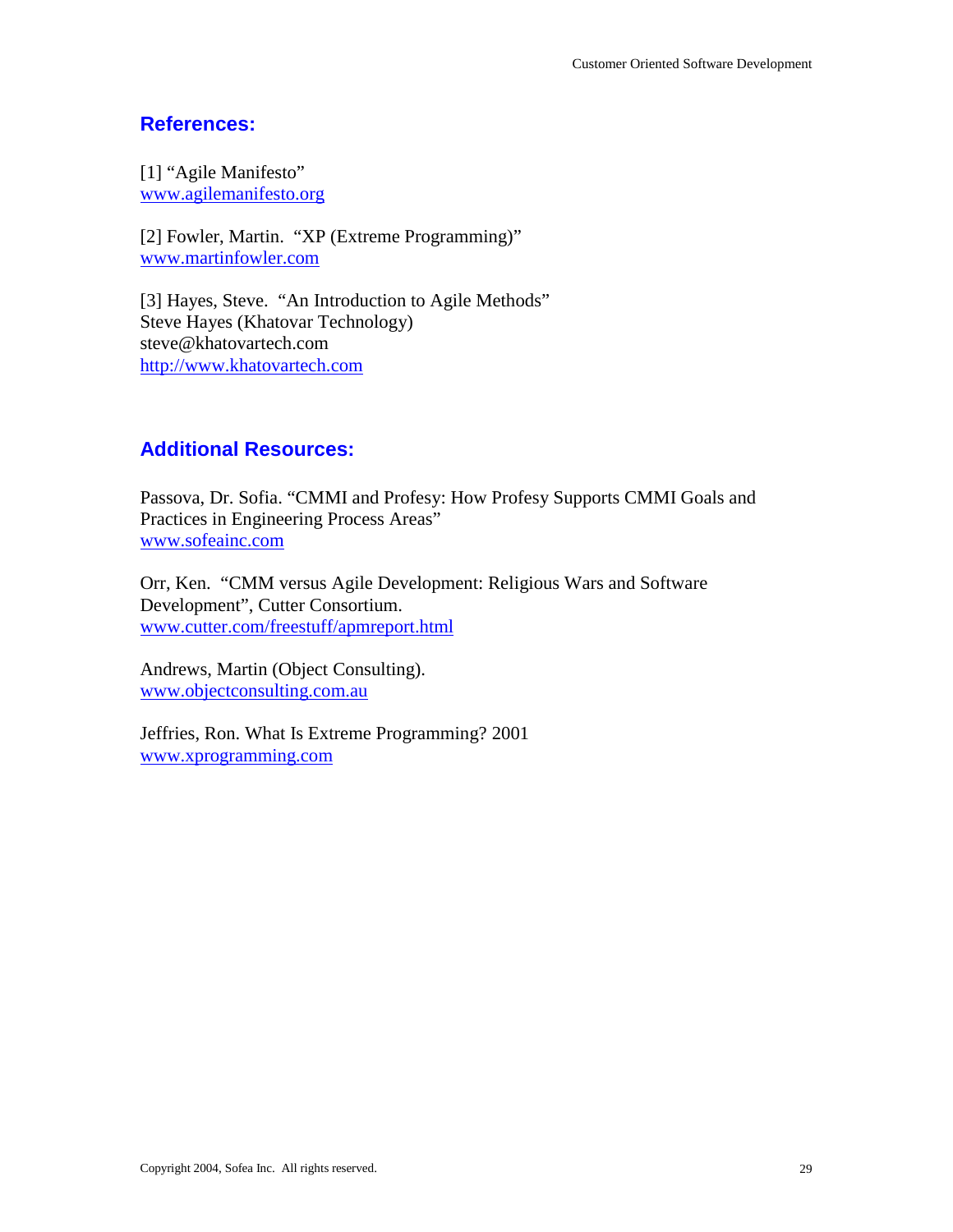## References:

[1] "Agile Manifesto"
www.agilemanifesto.org

[2] Fowler, Martin. "XP (Extreme Programming)"
www.martinfowler.com

[3] Hayes, Steve. "An Introduction to Agile Methods"
Steve Hayes (Khatovar Technology)
steve@khatovartech.com
http://www.khatovartech.com

## Additional Resources:

Passova, Dr. Sofia. "CMMI and Profesy: How Profesy Supports CMMI Goals and Practices in Engineering Process Areas"
www.sofeainc.com

Orr, Ken. "CMM versus Agile Development: Religious Wars and Software Development", Cutter Consortium.
www.cutter.com/freestuff/apmreport.html

Andrews, Martin (Object Consulting).
www.objectconsulting.com.au

Jeffries, Ron. What Is Extreme Programming? 2001
www.xprogramming.com